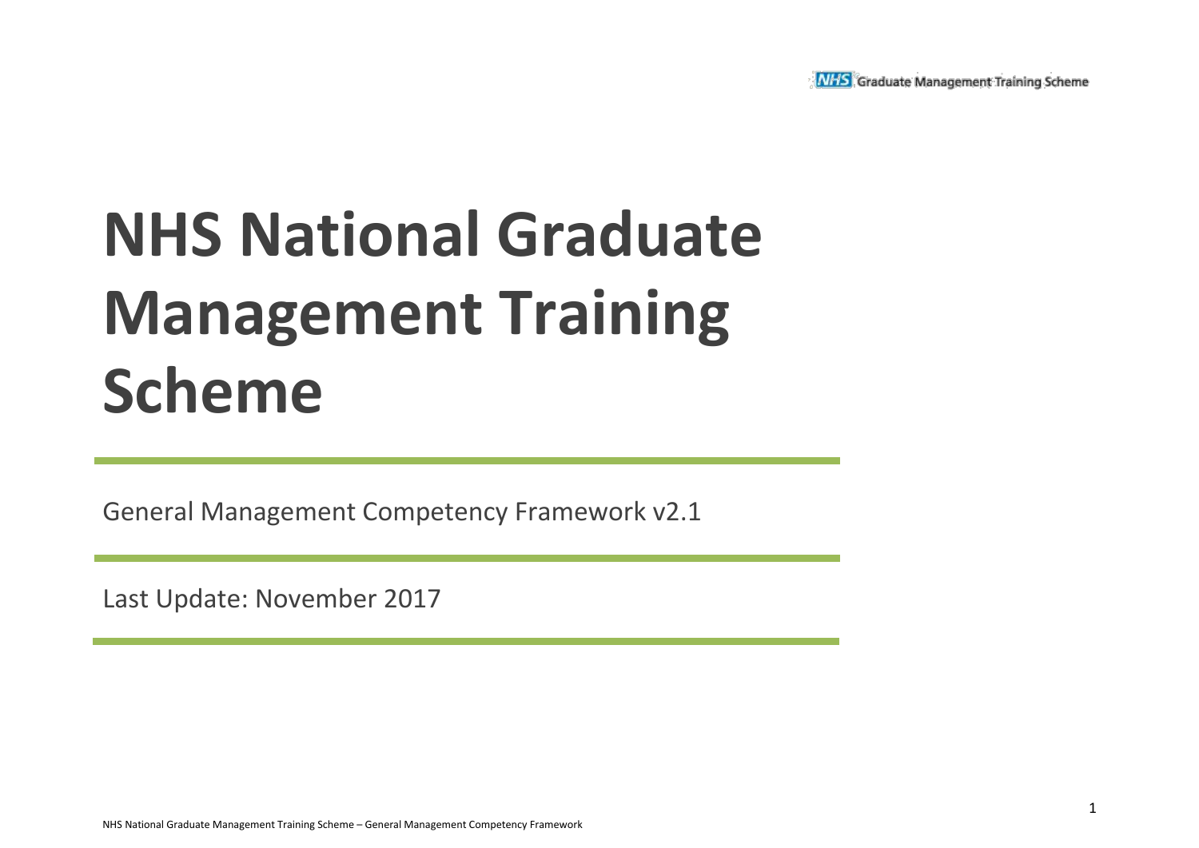# NHS National Graduate Management Training Scheme

General Management Competency Framework v2.1

Last Update: November 2017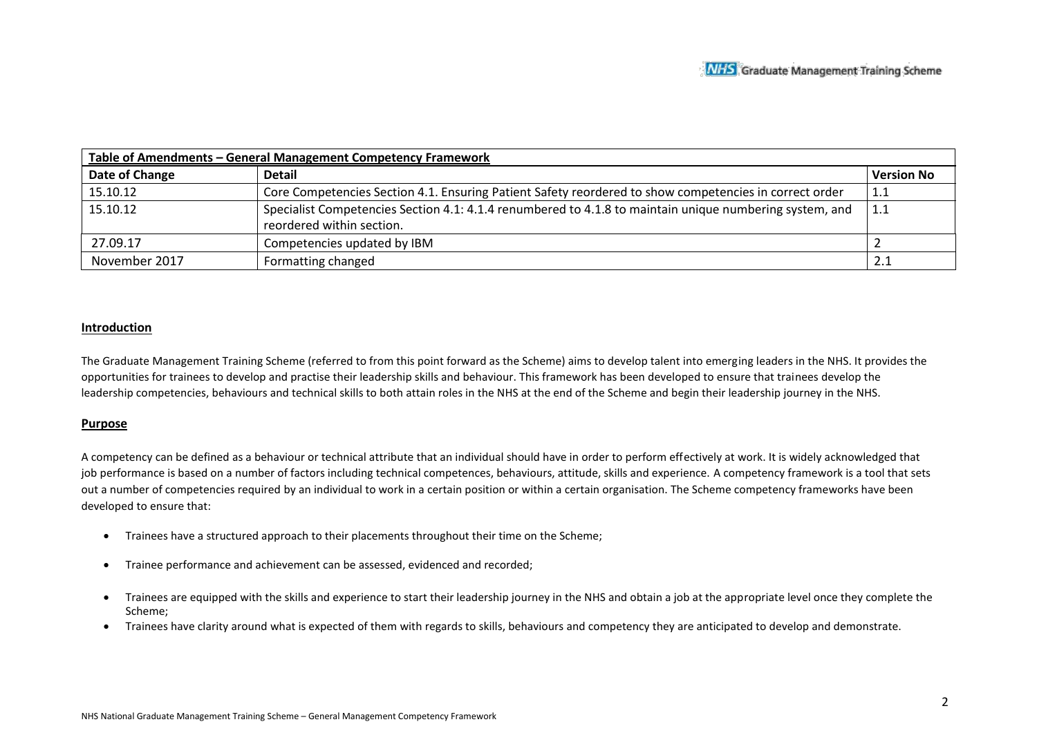| Table of Amendments – General Management Competency Framework | | |
|---|---|---|
| **Date of Change** | **Detail** | **Version No** |
| 15.10.12 | Core Competencies Section 4.1. Ensuring Patient Safety reordered to show competencies in correct order | 1.1 |
| 15.10.12 | Specialist Competencies Section 4.1: 4.1.4 renumbered to 4.1.8 to maintain unique numbering system, and reordered within section. | 1.1 |
| 27.09.17 | Competencies updated by IBM | 2 |
| November 2017 | Formatting changed | 2.1 |

## Introduction

The Graduate Management Training Scheme (referred to from this point forward as the Scheme) aims to develop talent into emerging leaders in the NHS. It provides the opportunities for trainees to develop and practise their leadership skills and behaviour. This framework has been developed to ensure that trainees develop the leadership competencies, behaviours and technical skills to both attain roles in the NHS at the end of the Scheme and begin their leadership journey in the NHS.

## Purpose

A competency can be defined as a behaviour or technical attribute that an individual should have in order to perform effectively at work. It is widely acknowledged that job performance is based on a number of factors including technical competences, behaviours, attitude, skills and experience. A competency framework is a tool that sets out a number of competencies required by an individual to work in a certain position or within a certain organisation. The Scheme competency frameworks have been developed to ensure that:

- Trainees have a structured approach to their placements throughout their time on the Scheme;
- Trainee performance and achievement can be assessed, evidenced and recorded;
- Trainees are equipped with the skills and experience to start their leadership journey in the NHS and obtain a job at the appropriate level once they complete the Scheme;
- Trainees have clarity around what is expected of them with regards to skills, behaviours and competency they are anticipated to develop and demonstrate.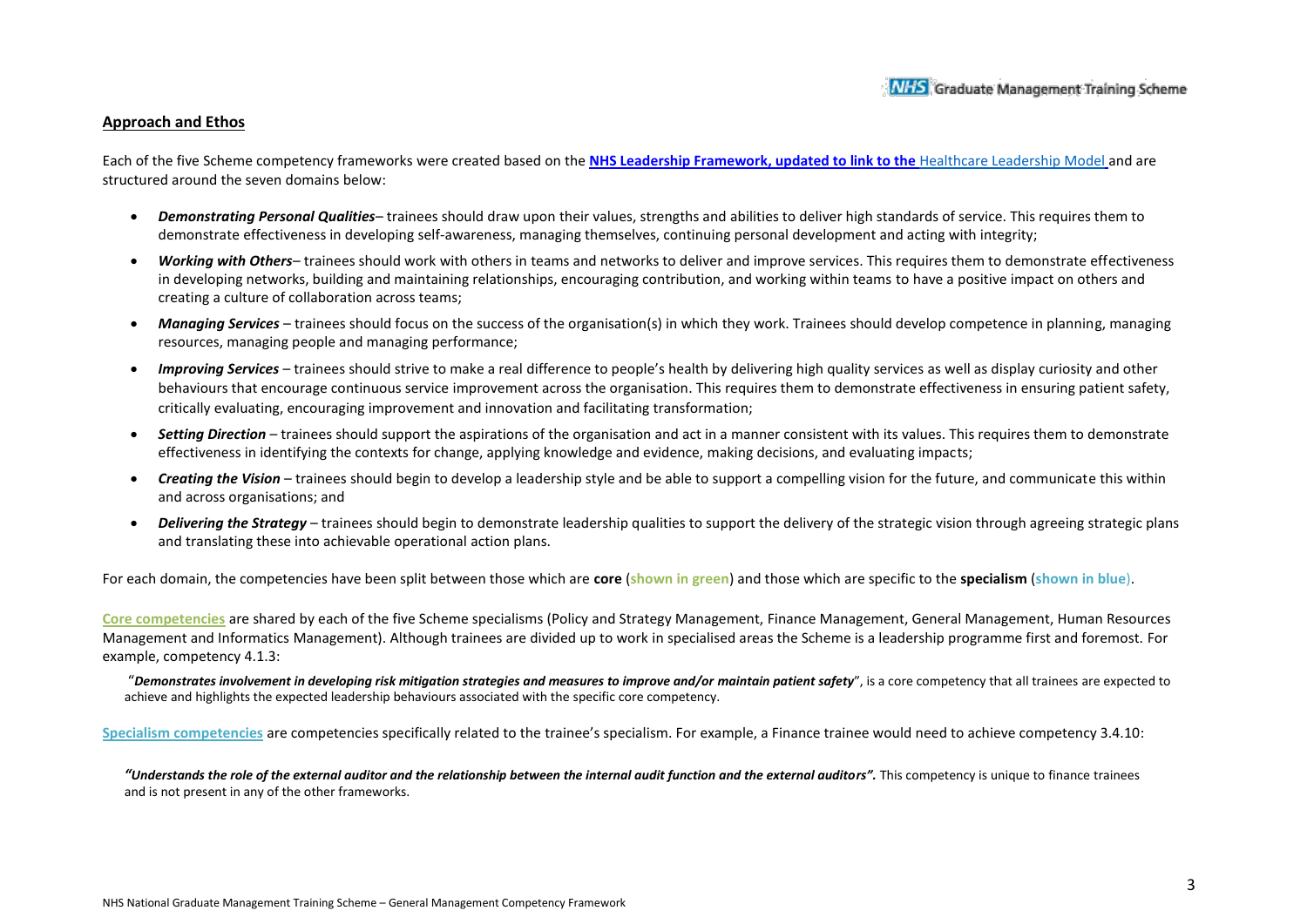## Approach and Ethos

Each of the five Scheme competency frameworks were created based on the **NHS Leadership Framework, updated to link to the** Healthcare Leadership Model and are structured around the seven domains below:

- ***Demonstrating Personal Qualities***– trainees should draw upon their values, strengths and abilities to deliver high standards of service. This requires them to demonstrate effectiveness in developing self-awareness, managing themselves, continuing personal development and acting with integrity;
- ***Working with Others***– trainees should work with others in teams and networks to deliver and improve services. This requires them to demonstrate effectiveness in developing networks, building and maintaining relationships, encouraging contribution, and working within teams to have a positive impact on others and creating a culture of collaboration across teams;
- ***Managing Services*** – trainees should focus on the success of the organisation(s) in which they work. Trainees should develop competence in planning, managing resources, managing people and managing performance;
- ***Improving Services*** – trainees should strive to make a real difference to people's health by delivering high quality services as well as display curiosity and other behaviours that encourage continuous service improvement across the organisation. This requires them to demonstrate effectiveness in ensuring patient safety, critically evaluating, encouraging improvement and innovation and facilitating transformation;
- ***Setting Direction*** – trainees should support the aspirations of the organisation and act in a manner consistent with its values. This requires them to demonstrate effectiveness in identifying the contexts for change, applying knowledge and evidence, making decisions, and evaluating impacts;
- ***Creating the Vision*** – trainees should begin to develop a leadership style and be able to support a compelling vision for the future, and communicate this within and across organisations; and
- ***Delivering the Strategy*** – trainees should begin to demonstrate leadership qualities to support the delivery of the strategic vision through agreeing strategic plans and translating these into achievable operational action plans.

For each domain, the competencies have been split between those which are **core** (**shown in green**) and those which are specific to the **specialism** (**shown in blue**).

**Core competencies** are shared by each of the five Scheme specialisms (Policy and Strategy Management, Finance Management, General Management, Human Resources Management and Informatics Management). Although trainees are divided up to work in specialised areas the Scheme is a leadership programme first and foremost. For example, competency 4.1.3:

"***Demonstrates involvement in developing risk mitigation strategies and measures to improve and/or maintain patient safety***", is a core competency that all trainees are expected to achieve and highlights the expected leadership behaviours associated with the specific core competency.

**Specialism competencies** are competencies specifically related to the trainee's specialism. For example, a Finance trainee would need to achieve competency 3.4.10:

***"Understands the role of the external auditor and the relationship between the internal audit function and the external auditors".*** This competency is unique to finance trainees and is not present in any of the other frameworks.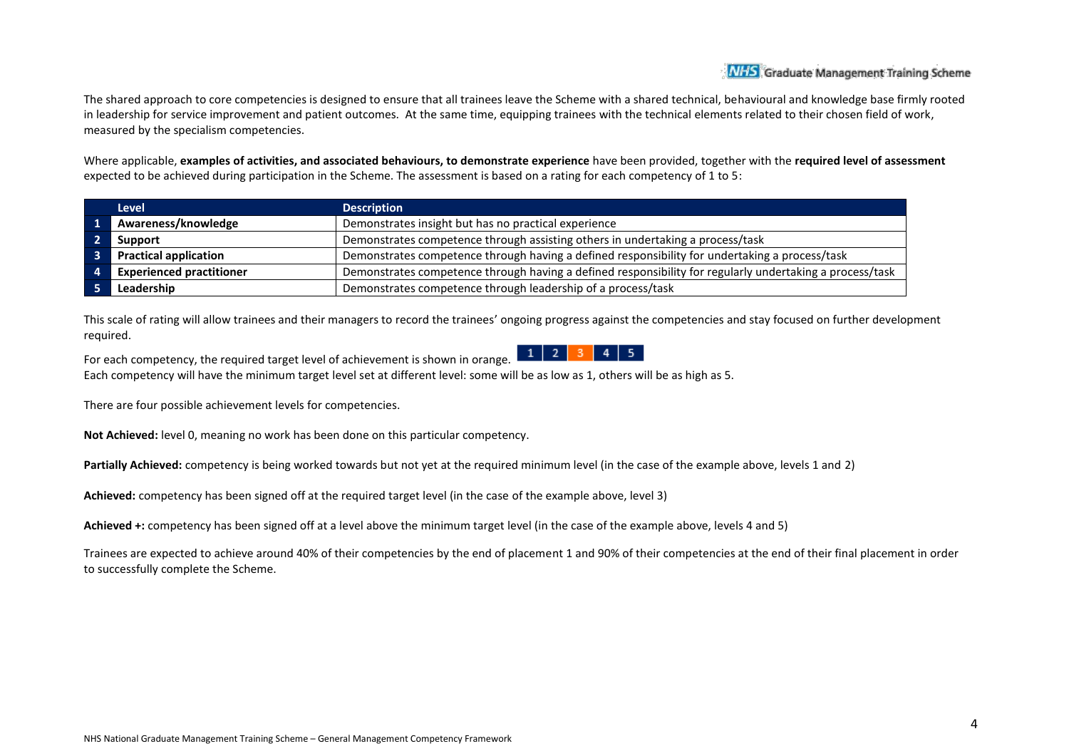The shared approach to core competencies is designed to ensure that all trainees leave the Scheme with a shared technical, behavioural and knowledge base firmly rooted in leadership for service improvement and patient outcomes. At the same time, equipping trainees with the technical elements related to their chosen field of work, measured by the specialism competencies.

Where applicable, **examples of activities, and associated behaviours, to demonstrate experience** have been provided, together with the **required level of assessment** expected to be achieved during participation in the Scheme. The assessment is based on a rating for each competency of 1 to 5:

| | Level | Description |
|---|---|---|
| 1 | **Awareness/knowledge** | Demonstrates insight but has no practical experience |
| 2 | **Support** | Demonstrates competence through assisting others in undertaking a process/task |
| 3 | **Practical application** | Demonstrates competence through having a defined responsibility for undertaking a process/task |
| 4 | **Experienced practitioner** | Demonstrates competence through having a defined responsibility for regularly undertaking a process/task |
| 5 | **Leadership** | Demonstrates competence through leadership of a process/task |

This scale of rating will allow trainees and their managers to record the trainees' ongoing progress against the competencies and stay focused on further development required.

For each competency, the required target level of achievement is shown in orange. | 1 | 2 | 3 | 4 | 5 |

Each competency will have the minimum target level set at different level: some will be as low as 1, others will be as high as 5.

There are four possible achievement levels for competencies.

**Not Achieved:** level 0, meaning no work has been done on this particular competency.

**Partially Achieved:** competency is being worked towards but not yet at the required minimum level (in the case of the example above, levels 1 and 2)

**Achieved:** competency has been signed off at the required target level (in the case of the example above, level 3)

**Achieved +:** competency has been signed off at a level above the minimum target level (in the case of the example above, levels 4 and 5)

Trainees are expected to achieve around 40% of their competencies by the end of placement 1 and 90% of their competencies at the end of their final placement in order to successfully complete the Scheme.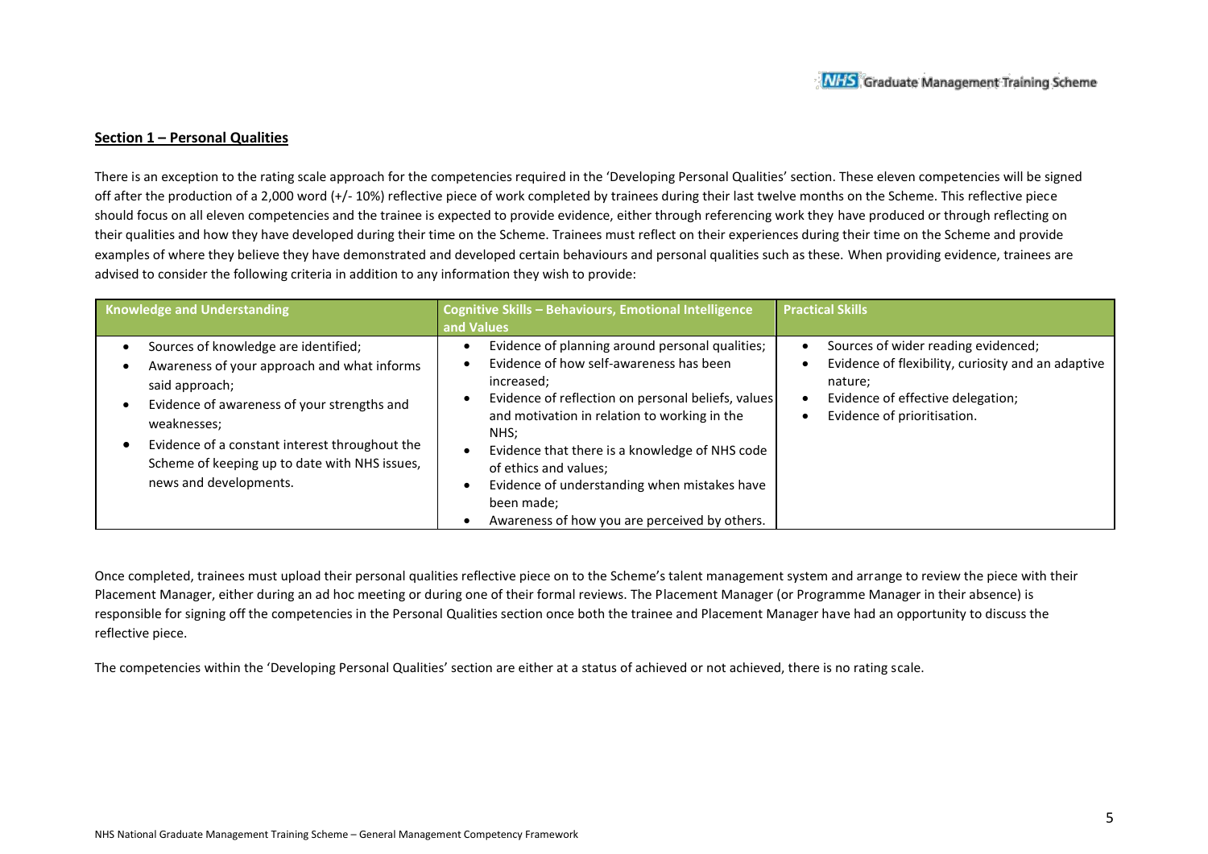## Section 1 – Personal Qualities

There is an exception to the rating scale approach for the competencies required in the 'Developing Personal Qualities' section. These eleven competencies will be signed off after the production of a 2,000 word (+/- 10%) reflective piece of work completed by trainees during their last twelve months on the Scheme. This reflective piece should focus on all eleven competencies and the trainee is expected to provide evidence, either through referencing work they have produced or through reflecting on their qualities and how they have developed during their time on the Scheme. Trainees must reflect on their experiences during their time on the Scheme and provide examples of where they believe they have demonstrated and developed certain behaviours and personal qualities such as these. When providing evidence, trainees are advised to consider the following criteria in addition to any information they wish to provide:

| Knowledge and Understanding | Cognitive Skills – Behaviours, Emotional Intelligence and Values | Practical Skills |
|---|---|---|
| • Sources of knowledge are identified;<br>• Awareness of your approach and what informs said approach;<br>• Evidence of awareness of your strengths and weaknesses;<br>• Evidence of a constant interest throughout the Scheme of keeping up to date with NHS issues, news and developments. | • Evidence of planning around personal qualities;<br>• Evidence of how self-awareness has been increased;<br>• Evidence of reflection on personal beliefs, values and motivation in relation to working in the NHS;<br>• Evidence that there is a knowledge of NHS code of ethics and values;<br>• Evidence of understanding when mistakes have been made;<br>• Awareness of how you are perceived by others. | • Sources of wider reading evidenced;<br>• Evidence of flexibility, curiosity and an adaptive nature;<br>• Evidence of effective delegation;<br>• Evidence of prioritisation. |

Once completed, trainees must upload their personal qualities reflective piece on to the Scheme's talent management system and arrange to review the piece with their Placement Manager, either during an ad hoc meeting or during one of their formal reviews. The Placement Manager (or Programme Manager in their absence) is responsible for signing off the competencies in the Personal Qualities section once both the trainee and Placement Manager have had an opportunity to discuss the reflective piece.

The competencies within the 'Developing Personal Qualities' section are either at a status of achieved or not achieved, there is no rating scale.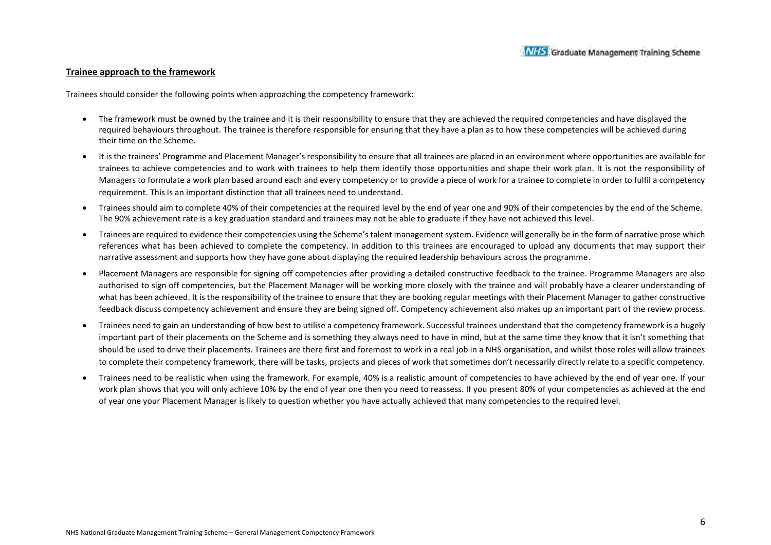**Trainee approach to the framework**

Trainees should consider the following points when approaching the competency framework:

- The framework must be owned by the trainee and it is their responsibility to ensure that they are achieved the required competencies and have displayed the required behaviours throughout. The trainee is therefore responsible for ensuring that they have a plan as to how these competencies will be achieved during their time on the Scheme.
- It is the trainees' Programme and Placement Manager's responsibility to ensure that all trainees are placed in an environment where opportunities are available for trainees to achieve competencies and to work with trainees to help them identify those opportunities and shape their work plan. It is not the responsibility of Managers to formulate a work plan based around each and every competency or to provide a piece of work for a trainee to complete in order to fulfil a competency requirement. This is an important distinction that all trainees need to understand.
- Trainees should aim to complete 40% of their competencies at the required level by the end of year one and 90% of their competencies by the end of the Scheme. The 90% achievement rate is a key graduation standard and trainees may not be able to graduate if they have not achieved this level.
- Trainees are required to evidence their competencies using the Scheme's talent management system. Evidence will generally be in the form of narrative prose which references what has been achieved to complete the competency. In addition to this trainees are encouraged to upload any documents that may support their narrative assessment and supports how they have gone about displaying the required leadership behaviours across the programme.
- Placement Managers are responsible for signing off competencies after providing a detailed constructive feedback to the trainee. Programme Managers are also authorised to sign off competencies, but the Placement Manager will be working more closely with the trainee and will probably have a clearer understanding of what has been achieved. It is the responsibility of the trainee to ensure that they are booking regular meetings with their Placement Manager to gather constructive feedback discuss competency achievement and ensure they are being signed off. Competency achievement also makes up an important part of the review process.
- Trainees need to gain an understanding of how best to utilise a competency framework. Successful trainees understand that the competency framework is a hugely important part of their placements on the Scheme and is something they always need to have in mind, but at the same time they know that it isn't something that should be used to drive their placements. Trainees are there first and foremost to work in a real job in a NHS organisation, and whilst those roles will allow trainees to complete their competency framework, there will be tasks, projects and pieces of work that sometimes don't necessarily directly relate to a specific competency.
- Trainees need to be realistic when using the framework. For example, 40% is a realistic amount of competencies to have achieved by the end of year one. If your work plan shows that you will only achieve 10% by the end of year one then you need to reassess. If you present 80% of your competencies as achieved at the end of year one your Placement Manager is likely to question whether you have actually achieved that many competencies to the required level.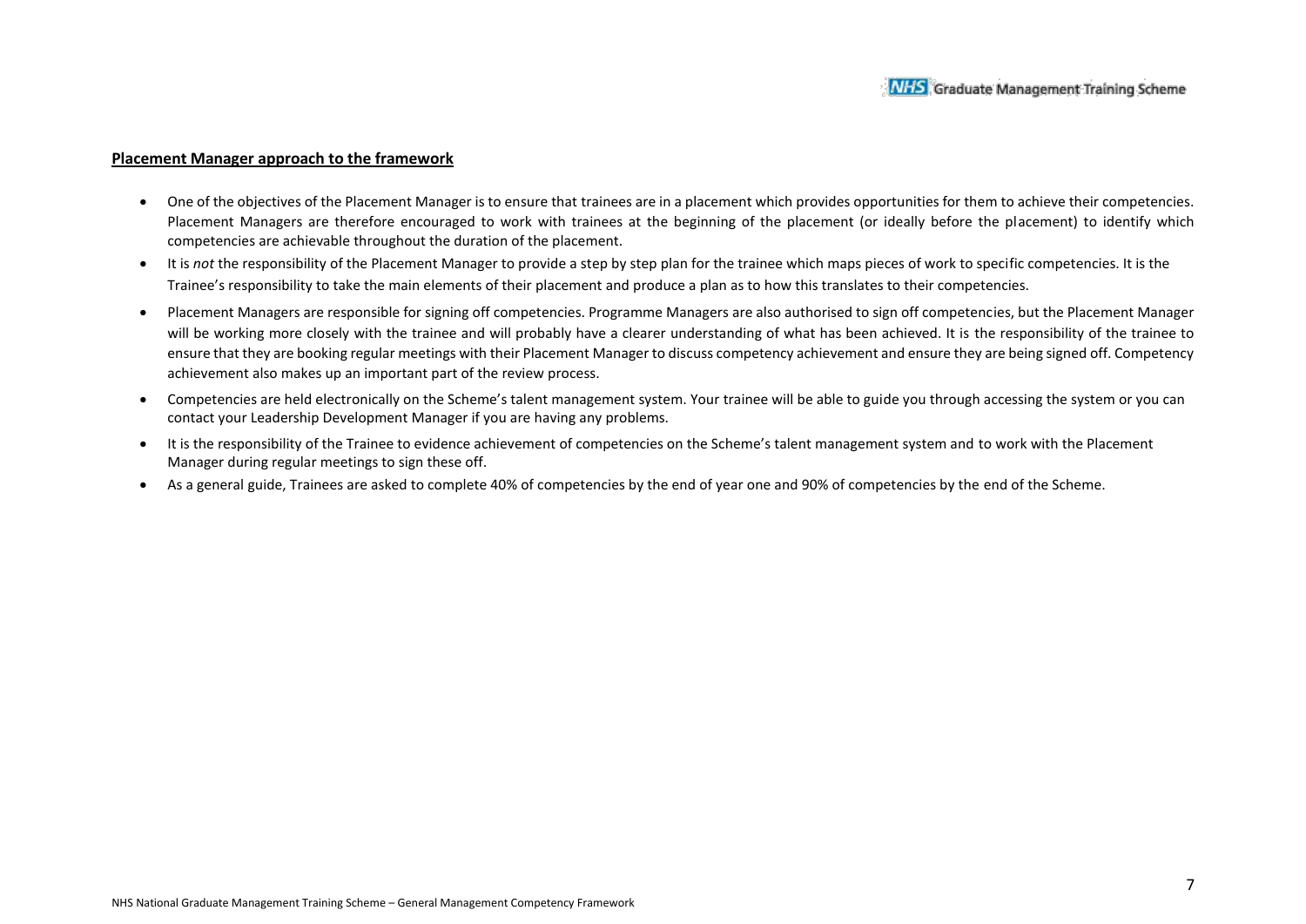**Placement Manager approach to the framework**

- One of the objectives of the Placement Manager is to ensure that trainees are in a placement which provides opportunities for them to achieve their competencies. Placement Managers are therefore encouraged to work with trainees at the beginning of the placement (or ideally before the placement) to identify which competencies are achievable throughout the duration of the placement.
- It is *not* the responsibility of the Placement Manager to provide a step by step plan for the trainee which maps pieces of work to specific competencies. It is the Trainee's responsibility to take the main elements of their placement and produce a plan as to how this translates to their competencies.
- Placement Managers are responsible for signing off competencies. Programme Managers are also authorised to sign off competencies, but the Placement Manager will be working more closely with the trainee and will probably have a clearer understanding of what has been achieved. It is the responsibility of the trainee to ensure that they are booking regular meetings with their Placement Manager to discuss competency achievement and ensure they are being signed off. Competency achievement also makes up an important part of the review process.
- Competencies are held electronically on the Scheme's talent management system. Your trainee will be able to guide you through accessing the system or you can contact your Leadership Development Manager if you are having any problems.
- It is the responsibility of the Trainee to evidence achievement of competencies on the Scheme's talent management system and to work with the Placement Manager during regular meetings to sign these off.
- As a general guide, Trainees are asked to complete 40% of competencies by the end of year one and 90% of competencies by the end of the Scheme.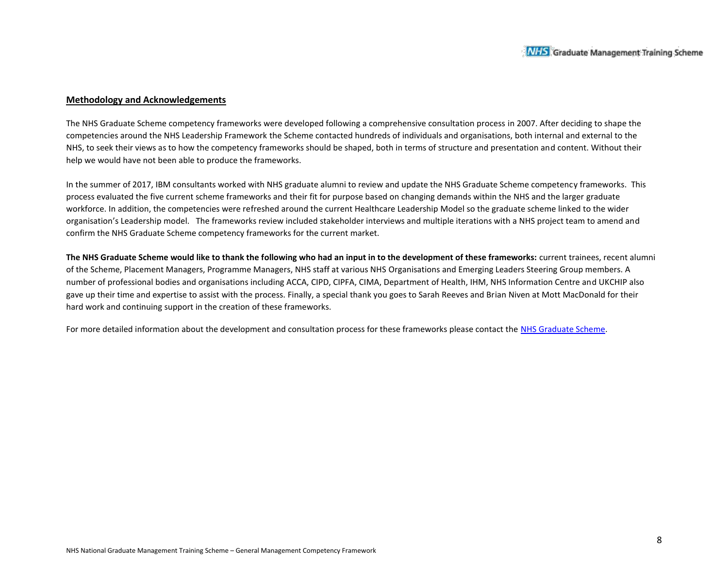## Methodology and Acknowledgements

The NHS Graduate Scheme competency frameworks were developed following a comprehensive consultation process in 2007. After deciding to shape the competencies around the NHS Leadership Framework the Scheme contacted hundreds of individuals and organisations, both internal and external to the NHS, to seek their views as to how the competency frameworks should be shaped, both in terms of structure and presentation and content. Without their help we would have not been able to produce the frameworks.

In the summer of 2017, IBM consultants worked with NHS graduate alumni to review and update the NHS Graduate Scheme competency frameworks. This process evaluated the five current scheme frameworks and their fit for purpose based on changing demands within the NHS and the larger graduate workforce. In addition, the competencies were refreshed around the current Healthcare Leadership Model so the graduate scheme linked to the wider organisation's Leadership model. The frameworks review included stakeholder interviews and multiple iterations with a NHS project team to amend and confirm the NHS Graduate Scheme competency frameworks for the current market.

**The NHS Graduate Scheme would like to thank the following who had an input in to the development of these frameworks:** current trainees, recent alumni of the Scheme, Placement Managers, Programme Managers, NHS staff at various NHS Organisations and Emerging Leaders Steering Group members. A number of professional bodies and organisations including ACCA, CIPD, CIPFA, CIMA, Department of Health, IHM, NHS Information Centre and UKCHIP also gave up their time and expertise to assist with the process. Finally, a special thank you goes to Sarah Reeves and Brian Niven at Mott MacDonald for their hard work and continuing support in the creation of these frameworks.

For more detailed information about the development and consultation process for these frameworks please contact the NHS Graduate Scheme.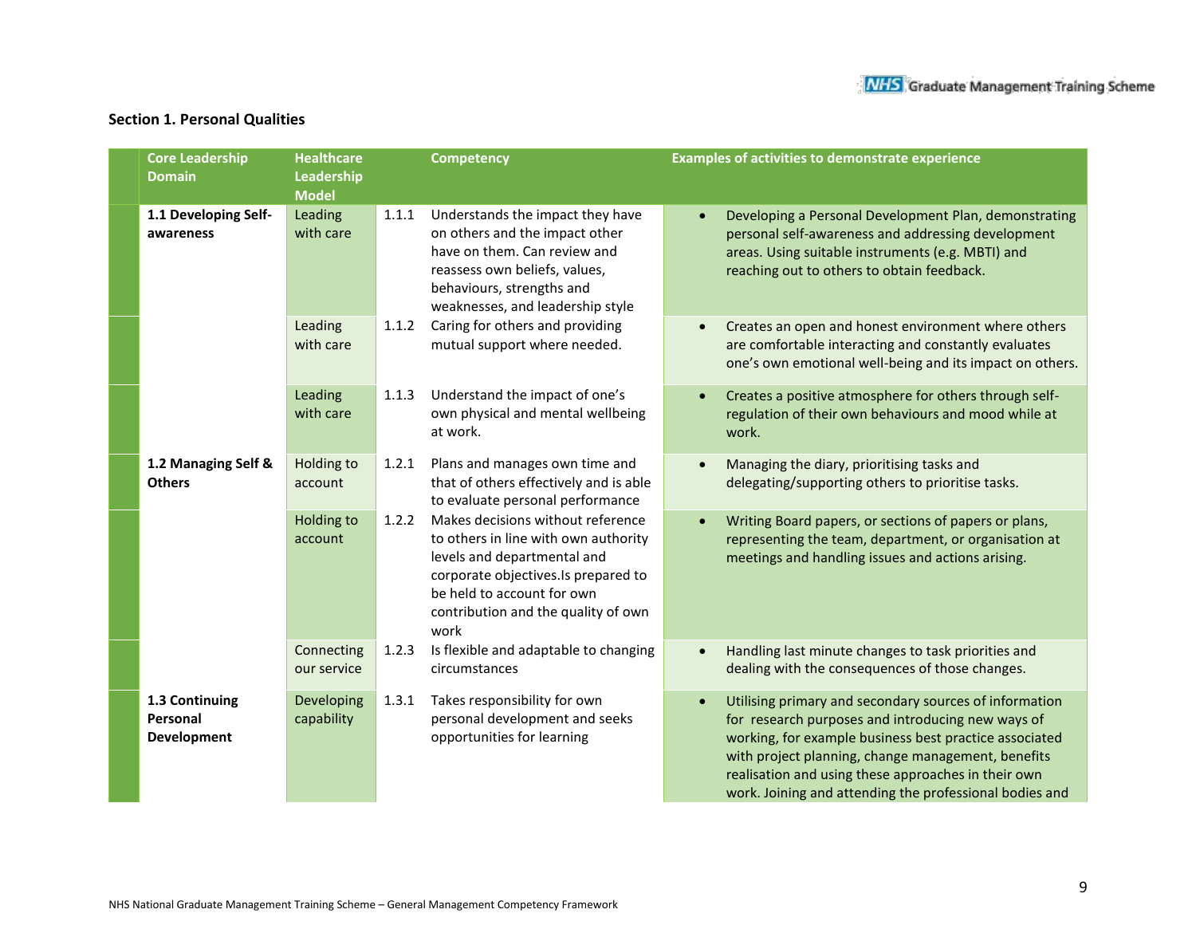## Section 1. Personal Qualities

| Core Leadership Domain | Healthcare Leadership Model | | Competency | Examples of activities to demonstrate experience |
|---|---|---|---|---|
| **1.1 Developing Self-awareness** | Leading with care | 1.1.1 | Understands the impact they have on others and the impact other have on them. Can review and reassess own beliefs, values, behaviours, strengths and weaknesses, and leadership style | • Developing a Personal Development Plan, demonstrating personal self-awareness and addressing development areas. Using suitable instruments (e.g. MBTI) and reaching out to others to obtain feedback. |
| | Leading with care | 1.1.2 | Caring for others and providing mutual support where needed. | • Creates an open and honest environment where others are comfortable interacting and constantly evaluates one's own emotional well-being and its impact on others. |
| | Leading with care | 1.1.3 | Understand the impact of one's own physical and mental wellbeing at work. | • Creates a positive atmosphere for others through self-regulation of their own behaviours and mood while at work. |
| **1.2 Managing Self & Others** | Holding to account | 1.2.1 | Plans and manages own time and that of others effectively and is able to evaluate personal performance | • Managing the diary, prioritising tasks and delegating/supporting others to prioritise tasks. |
| | Holding to account | 1.2.2 | Makes decisions without reference to others in line with own authority levels and departmental and corporate objectives.Is prepared to be held to account for own contribution and the quality of own work | • Writing Board papers, or sections of papers or plans, representing the team, department, or organisation at meetings and handling issues and actions arising. |
| | Connecting our service | 1.2.3 | Is flexible and adaptable to changing circumstances | • Handling last minute changes to task priorities and dealing with the consequences of those changes. |
| **1.3 Continuing Personal Development** | Developing capability | 1.3.1 | Takes responsibility for own personal development and seeks opportunities for learning | • Utilising primary and secondary sources of information for research purposes and introducing new ways of working, for example business best practice associated with project planning, change management, benefits realisation and using these approaches in their own work. Joining and attending the professional bodies and |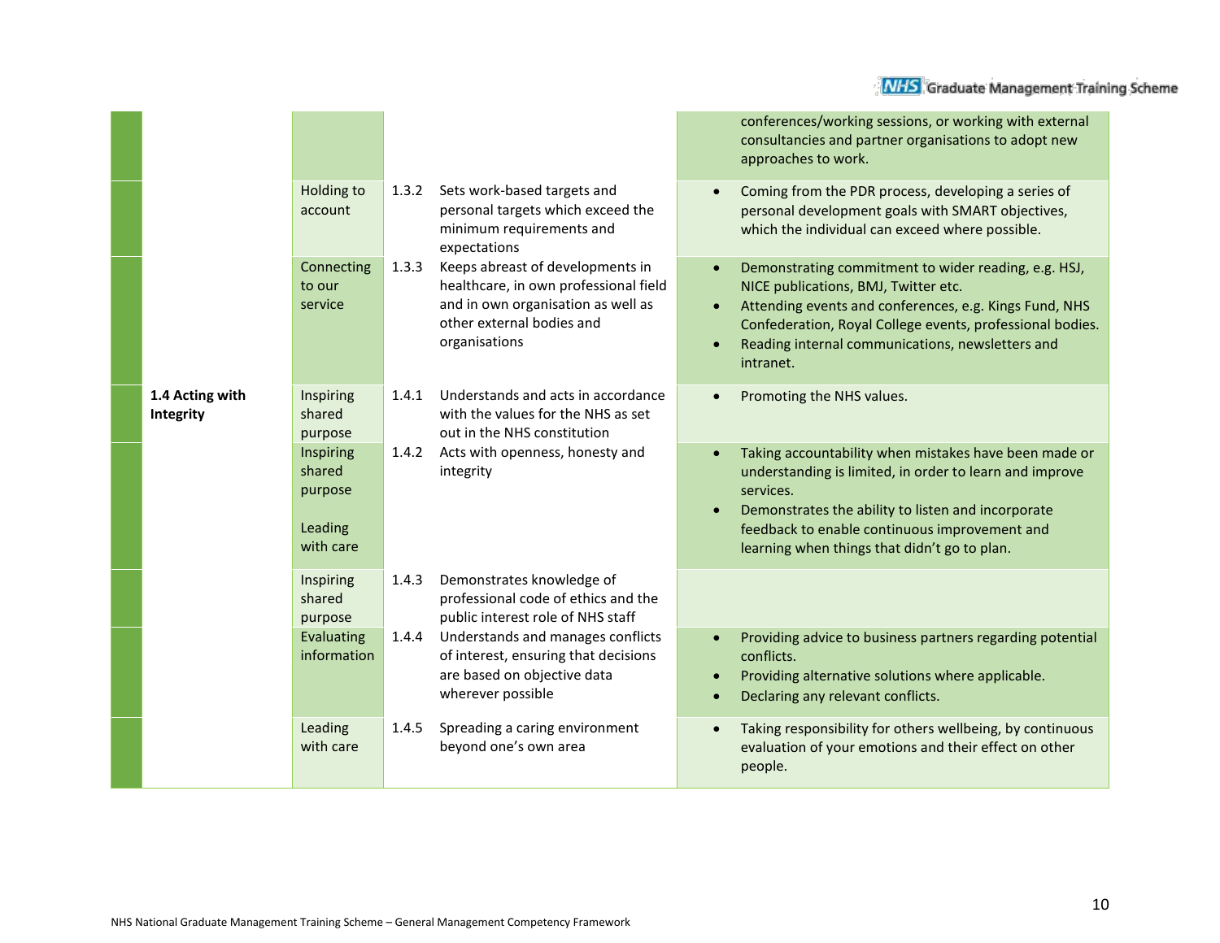| | | | | |
|---|---|---|---|---|
| | | | | conferences/working sessions, or working with external consultancies and partner organisations to adopt new approaches to work. |
| | Holding to account | 1.3.2 | Sets work-based targets and personal targets which exceed the minimum requirements and expectations | • Coming from the PDR process, developing a series of personal development goals with SMART objectives, which the individual can exceed where possible. |
| | Connecting to our service | 1.3.3 | Keeps abreast of developments in healthcare, in own professional field and in own organisation as well as other external bodies and organisations | • Demonstrating commitment to wider reading, e.g. HSJ, NICE publications, BMJ, Twitter etc.<br>• Attending events and conferences, e.g. Kings Fund, NHS Confederation, Royal College events, professional bodies.<br>• Reading internal communications, newsletters and intranet. |
| **1.4 Acting with Integrity** | Inspiring shared purpose | 1.4.1 | Understands and acts in accordance with the values for the NHS as set out in the NHS constitution | • Promoting the NHS values. |
| | Inspiring shared purpose<br><br>Leading with care | 1.4.2 | Acts with openness, honesty and integrity | • Taking accountability when mistakes have been made or understanding is limited, in order to learn and improve services.<br>• Demonstrates the ability to listen and incorporate feedback to enable continuous improvement and learning when things that didn't go to plan. |
| | Inspiring shared purpose | 1.4.3 | Demonstrates knowledge of professional code of ethics and the public interest role of NHS staff | |
| | Evaluating information | 1.4.4 | Understands and manages conflicts of interest, ensuring that decisions are based on objective data wherever possible | • Providing advice to business partners regarding potential conflicts.<br>• Providing alternative solutions where applicable.<br>• Declaring any relevant conflicts. |
| | Leading with care | 1.4.5 | Spreading a caring environment beyond one's own area | • Taking responsibility for others wellbeing, by continuous evaluation of your emotions and their effect on other people. |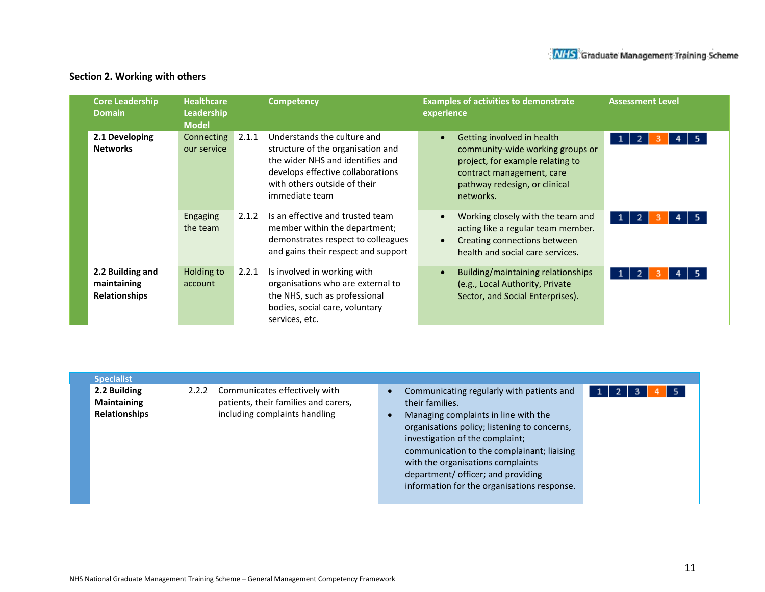## Section 2. Working with others

| Core Leadership Domain | Healthcare Leadership Model | | Competency | Examples of activities to demonstrate experience | Assessment Level |
|---|---|---|---|---|---|
| **2.1 Developing Networks** | Connecting our service | 2.1.1 | Understands the culture and structure of the organisation and the wider NHS and identifies and develops effective collaborations with others outside of their immediate team | • Getting involved in health community-wide working groups or project, for example relating to contract management, care pathway redesign, or clinical networks. | 1 2 **3** 4 5 |
| | Engaging the team | 2.1.2 | Is an effective and trusted team member within the department; demonstrates respect to colleagues and gains their respect and support | • Working closely with the team and acting like a regular team member. <br> • Creating connections between health and social care services. | 1 2 **3** 4 5 |
| **2.2 Building and maintaining Relationships** | Holding to account | 2.2.1 | Is involved in working with organisations who are external to the NHS, such as professional bodies, social care, voluntary services, etc. | • Building/maintaining relationships (e.g., Local Authority, Private Sector, and Social Enterprises). | 1 2 **3** 4 5 |

| Specialist | | | | |
|---|---|---|---|---|
| **2.2 Building Maintaining Relationships** | 2.2.2 | Communicates effectively with patients, their families and carers, including complaints handling | • Communicating regularly with patients and their families. <br> • Managing complaints in line with the organisations policy; listening to concerns, investigation of the complaint; communication to the complainant; liaising with the organisations complaints department/ officer; and providing information for the organisations response. | 1 2 3 **4** 5 |

NHS National Graduate Management Training Scheme – General Management Competency Framework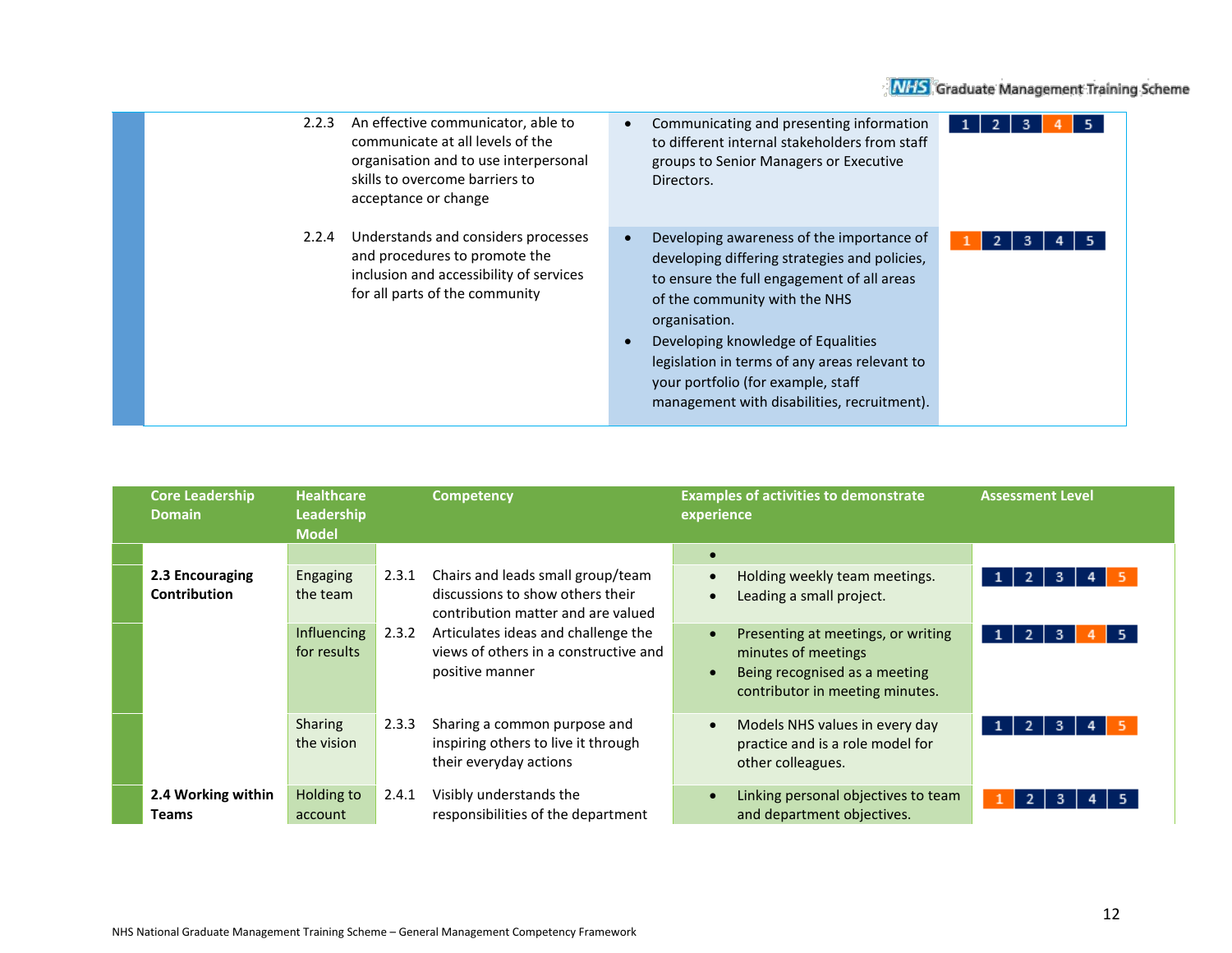| | | Competency | Examples of activities to demonstrate experience | Assessment Level |
|---|---|---|---|---|
| | 2.2.3 | An effective communicator, able to communicate at all levels of the organisation and to use interpersonal skills to overcome barriers to acceptance or change | • Communicating and presenting information to different internal stakeholders from staff groups to Senior Managers or Executive Directors. | 1 2 3 **4** 5 |
| | 2.2.4 | Understands and considers processes and procedures to promote the inclusion and accessibility of services for all parts of the community | • Developing awareness of the importance of developing differing strategies and policies, to ensure the full engagement of all areas of the community with the NHS organisation.<br>• Developing knowledge of Equalities legislation in terms of any areas relevant to your portfolio (for example, staff management with disabilities, recruitment). | **1** 2 3 4 5 |

| Core Leadership Domain | Healthcare Leadership Model | | Competency | Examples of activities to demonstrate experience | Assessment Level |
|---|---|---|---|---|---|
| | | | | • | |
| **2.3 Encouraging Contribution** | Engaging the team | 2.3.1 | Chairs and leads small group/team discussions to show others their contribution matter and are valued | • Holding weekly team meetings.<br>• Leading a small project. | 1 2 3 4 **5** |
| | Influencing for results | 2.3.2 | Articulates ideas and challenge the views of others in a constructive and positive manner | • Presenting at meetings, or writing minutes of meetings<br>• Being recognised as a meeting contributor in meeting minutes. | 1 2 3 **4** 5 |
| | Sharing the vision | 2.3.3 | Sharing a common purpose and inspiring others to live it through their everyday actions | • Models NHS values in every day practice and is a role model for other colleagues. | 1 2 3 4 **5** |
| **2.4 Working within Teams** | Holding to account | 2.4.1 | Visibly understands the responsibilities of the department | • Linking personal objectives to team and department objectives. | **1** 2 3 4 5 |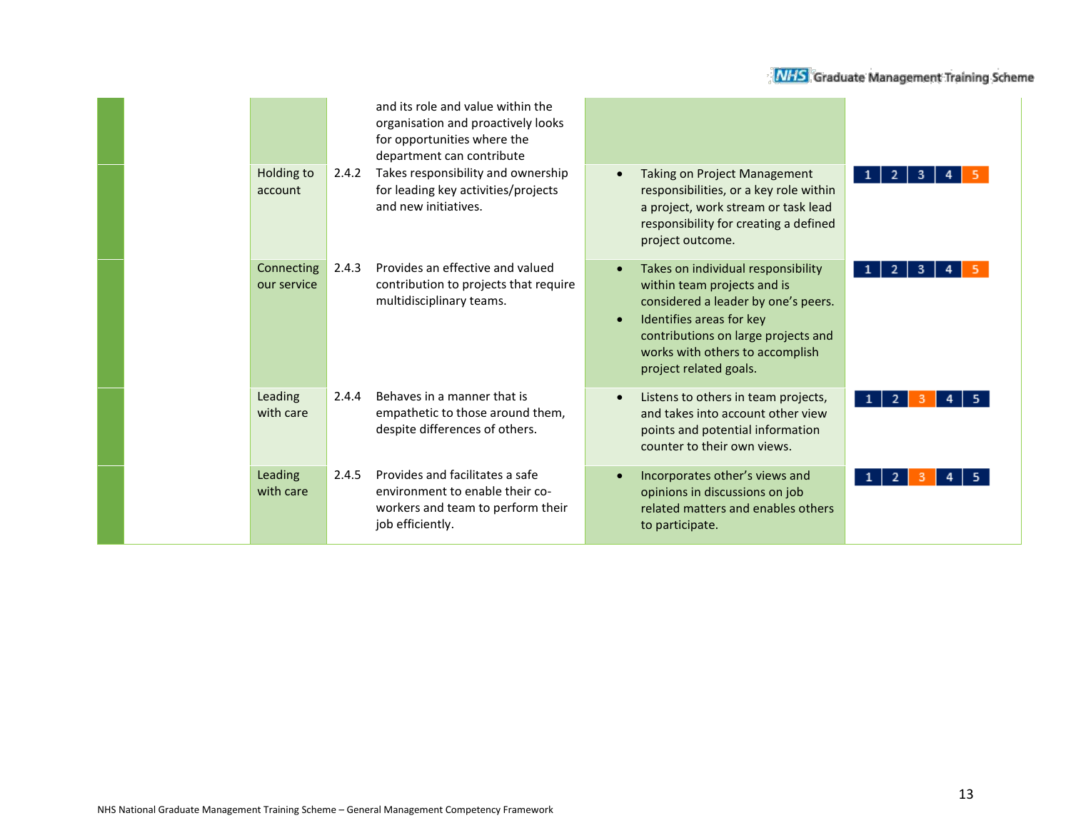| | | | | | |
|---|---|---|---|---|---|
| | | | and its role and value within the organisation and proactively looks for opportunities where the department can contribute | | |
| | Holding to account | 2.4.2 | Takes responsibility and ownership for leading key activities/projects and new initiatives. | • Taking on Project Management responsibilities, or a key role within a project, work stream or task lead responsibility for creating a defined project outcome. | 1 2 3 4 **5** |
| | Connecting our service | 2.4.3 | Provides an effective and valued contribution to projects that require multidisciplinary teams. | • Takes on individual responsibility within team projects and is considered a leader by one's peers.<br>• Identifies areas for key contributions on large projects and works with others to accomplish project related goals. | 1 2 3 4 **5** |
| | Leading with care | 2.4.4 | Behaves in a manner that is empathetic to those around them, despite differences of others. | • Listens to others in team projects, and takes into account other view points and potential information counter to their own views. | 1 2 **3** 4 5 |
| | Leading with care | 2.4.5 | Provides and facilitates a safe environment to enable their co-workers and team to perform their job efficiently. | • Incorporates other's views and opinions in discussions on job related matters and enables others to participate. | 1 2 **3** 4 5 |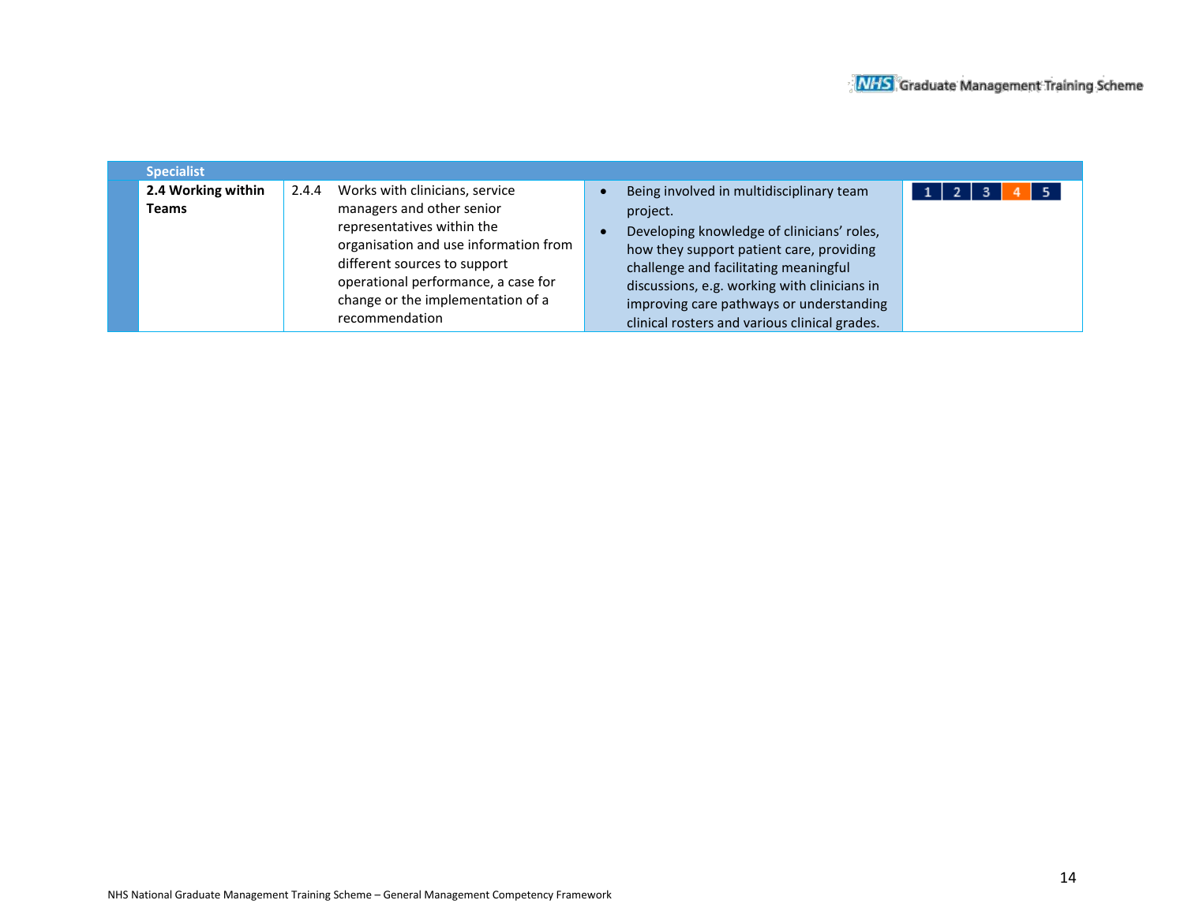| Specialist | | | | |
|---|---|---|---|---|
| **2.4 Working within Teams** | 2.4.4 | Works with clinicians, service managers and other senior representatives within the organisation and use information from different sources to support operational performance, a case for change or the implementation of a recommendation | • Being involved in multidisciplinary team project.<br>• Developing knowledge of clinicians' roles, how they support patient care, providing challenge and facilitating meaningful discussions, e.g. working with clinicians in improving care pathways or understanding clinical rosters and various clinical grades. | 1 2 3 **4** 5 |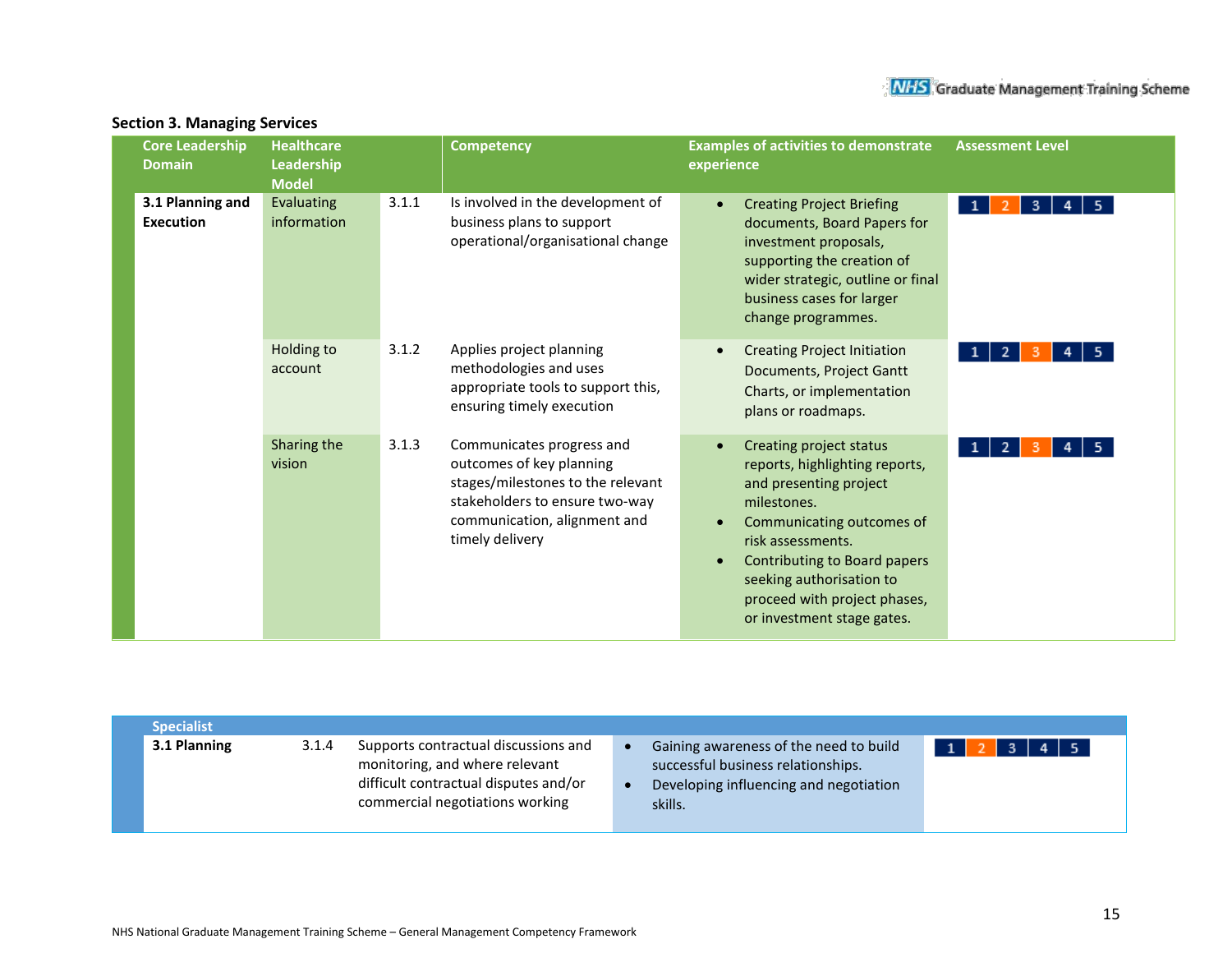## Section 3. Managing Services

| Core Leadership Domain | Healthcare Leadership Model | | Competency | Examples of activities to demonstrate experience | Assessment Level |
|---|---|---|---|---|---|
| **3.1 Planning and Execution** | Evaluating information | 3.1.1 | Is involved in the development of business plans to support operational/organisational change | • Creating Project Briefing documents, Board Papers for investment proposals, supporting the creation of wider strategic, outline or final business cases for larger change programmes. | 1 **2** 3 4 5 |
| | Holding to account | 3.1.2 | Applies project planning methodologies and uses appropriate tools to support this, ensuring timely execution | • Creating Project Initiation Documents, Project Gantt Charts, or implementation plans or roadmaps. | 1 2 **3** 4 5 |
| | Sharing the vision | 3.1.3 | Communicates progress and outcomes of key planning stages/milestones to the relevant stakeholders to ensure two-way communication, alignment and timely delivery | • Creating project status reports, highlighting reports, and presenting project milestones.<br>• Communicating outcomes of risk assessments.<br>• Contributing to Board papers seeking authorisation to proceed with project phases, or investment stage gates. | 1 2 **3** 4 5 |

| Specialist | | | | |
|---|---|---|---|---|
| **3.1 Planning** | 3.1.4 | Supports contractual discussions and monitoring, and where relevant difficult contractual disputes and/or commercial negotiations working | • Gaining awareness of the need to build successful business relationships.<br>• Developing influencing and negotiation skills. | 1 **2** 3 4 5 |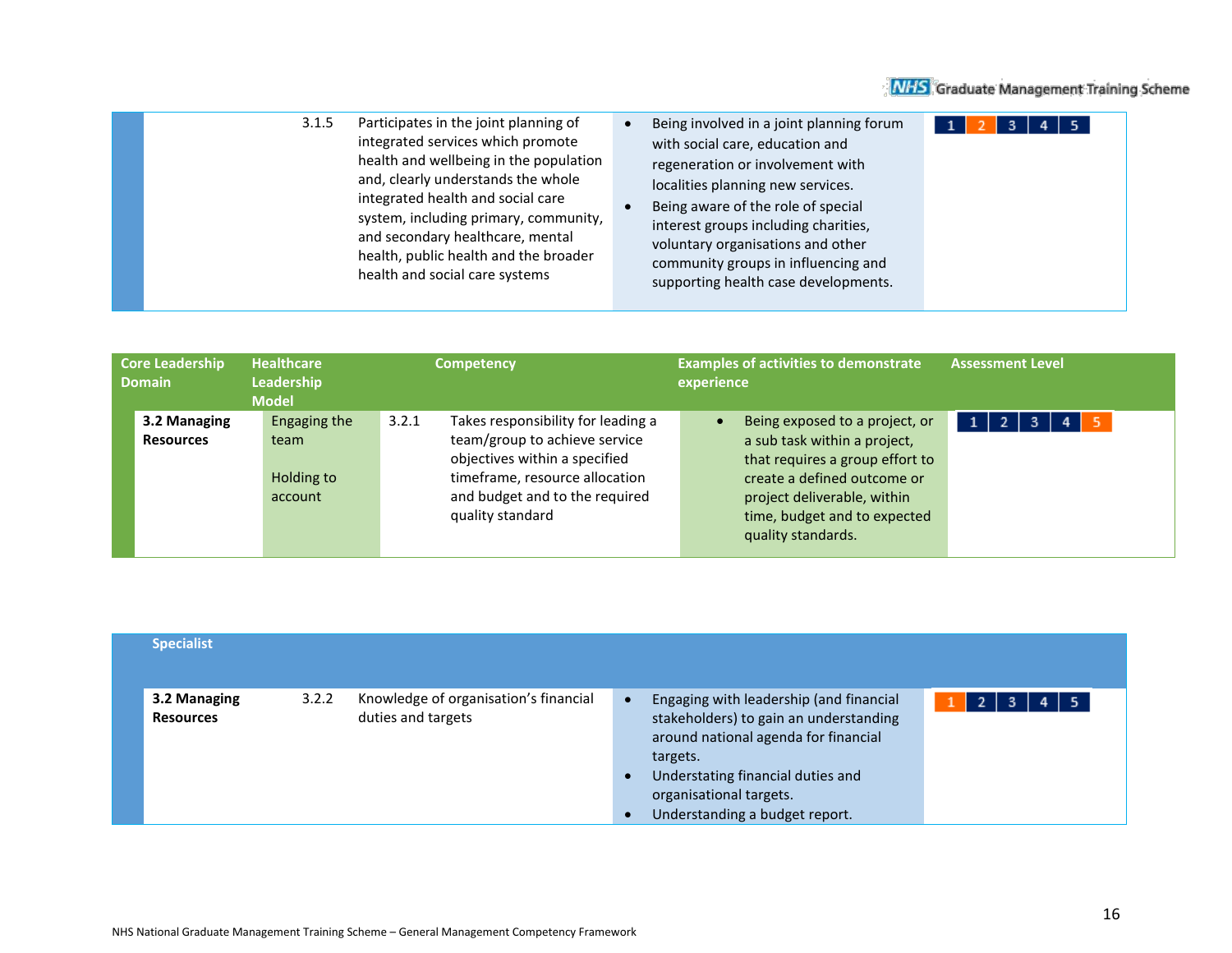| | 3.1.5 | Participates in the joint planning of integrated services which promote health and wellbeing in the population and, clearly understands the whole integrated health and social care system, including primary, community, and secondary healthcare, mental health, public health and the broader health and social care systems | • Being involved in a joint planning forum with social care, education and regeneration or involvement with localities planning new services.<br>• Being aware of the role of special interest groups including charities, voluntary organisations and other community groups in influencing and supporting health case developments. | 1 **2** 3 4 5 |
|---|---|---|---|---|

| Core Leadership Domain | Healthcare Leadership Model | | Competency | Examples of activities to demonstrate experience | Assessment Level |
|---|---|---|---|---|---|
| **3.2 Managing Resources** | Engaging the team<br><br>Holding to account | 3.2.1 | Takes responsibility for leading a team/group to achieve service objectives within a specified timeframe, resource allocation and budget and to the required quality standard | • Being exposed to a project, or a sub task within a project, that requires a group effort to create a defined outcome or project deliverable, within time, budget and to expected quality standards. | 1 2 3 4 **5** |

| Specialist | | | | |
|---|---|---|---|---|
| **3.2 Managing Resources** | 3.2.2 | Knowledge of organisation's financial duties and targets | • Engaging with leadership (and financial stakeholders) to gain an understanding around national agenda for financial targets.<br>• Understating financial duties and organisational targets.<br>• Understanding a budget report. | **1** 2 3 4 5 |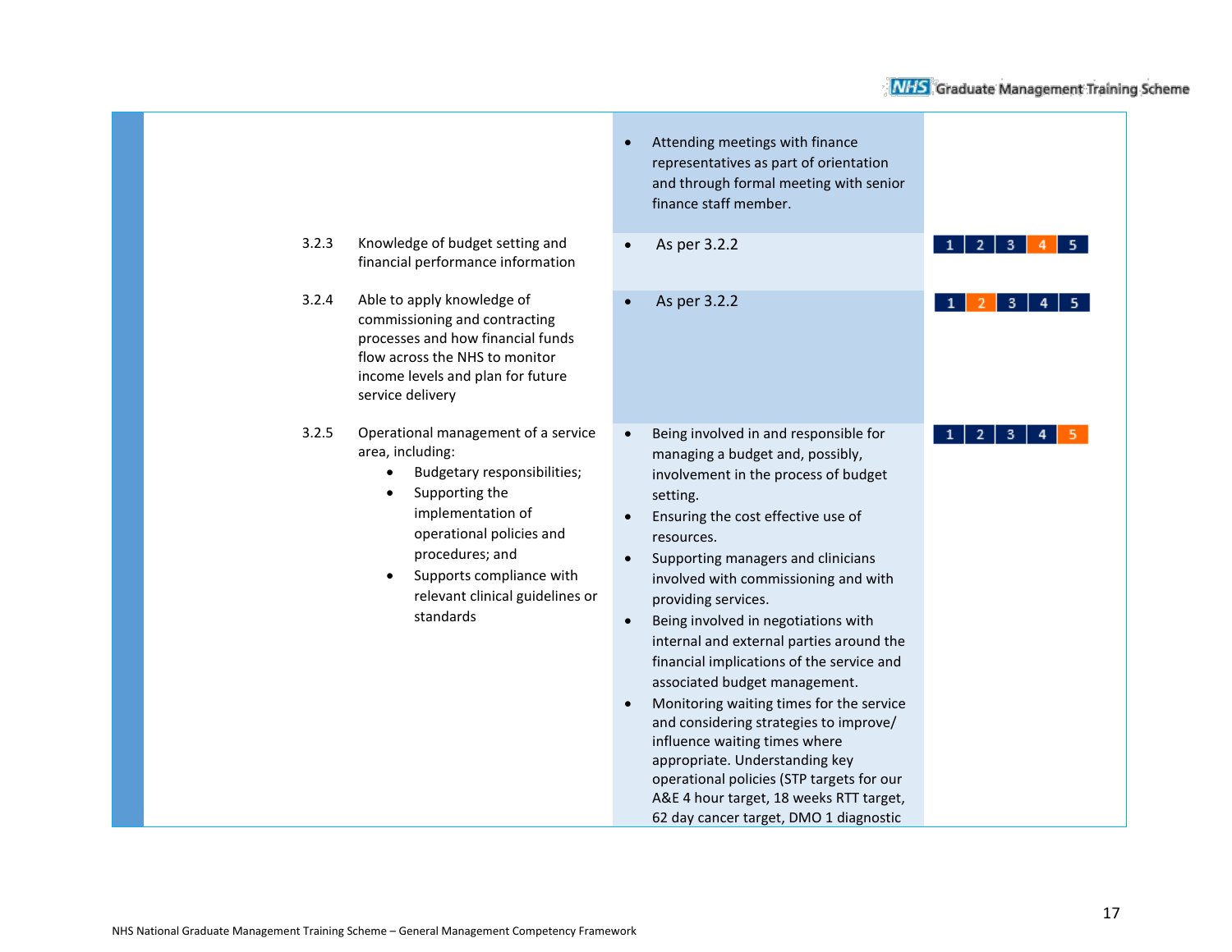| Ref | Competency | Evidence | Level |
|---|---|---|---|
| | | • Attending meetings with finance representatives as part of orientation and through formal meeting with senior finance staff member. | |
| 3.2.3 | Knowledge of budget setting and financial performance information | • As per 3.2.2 | 1 2 3 **4** 5 |
| 3.2.4 | Able to apply knowledge of commissioning and contracting processes and how financial funds flow across the NHS to monitor income levels and plan for future service delivery | • As per 3.2.2 | 1 **2** 3 4 5 |
| 3.2.5 | Operational management of a service area, including: <br>• Budgetary responsibilities; <br>• Supporting the implementation of operational policies and procedures; and <br>• Supports compliance with relevant clinical guidelines or standards | • Being involved in and responsible for managing a budget and, possibly, involvement in the process of budget setting. <br>• Ensuring the cost effective use of resources. <br>• Supporting managers and clinicians involved with commissioning and with providing services. <br>• Being involved in negotiations with internal and external parties around the financial implications of the service and associated budget management. <br>• Monitoring waiting times for the service and considering strategies to improve/ influence waiting times where appropriate. Understanding key operational policies (STP targets for our A&E 4 hour target, 18 weeks RTT target, 62 day cancer target, DMO 1 diagnostic | 1 2 3 4 **5** |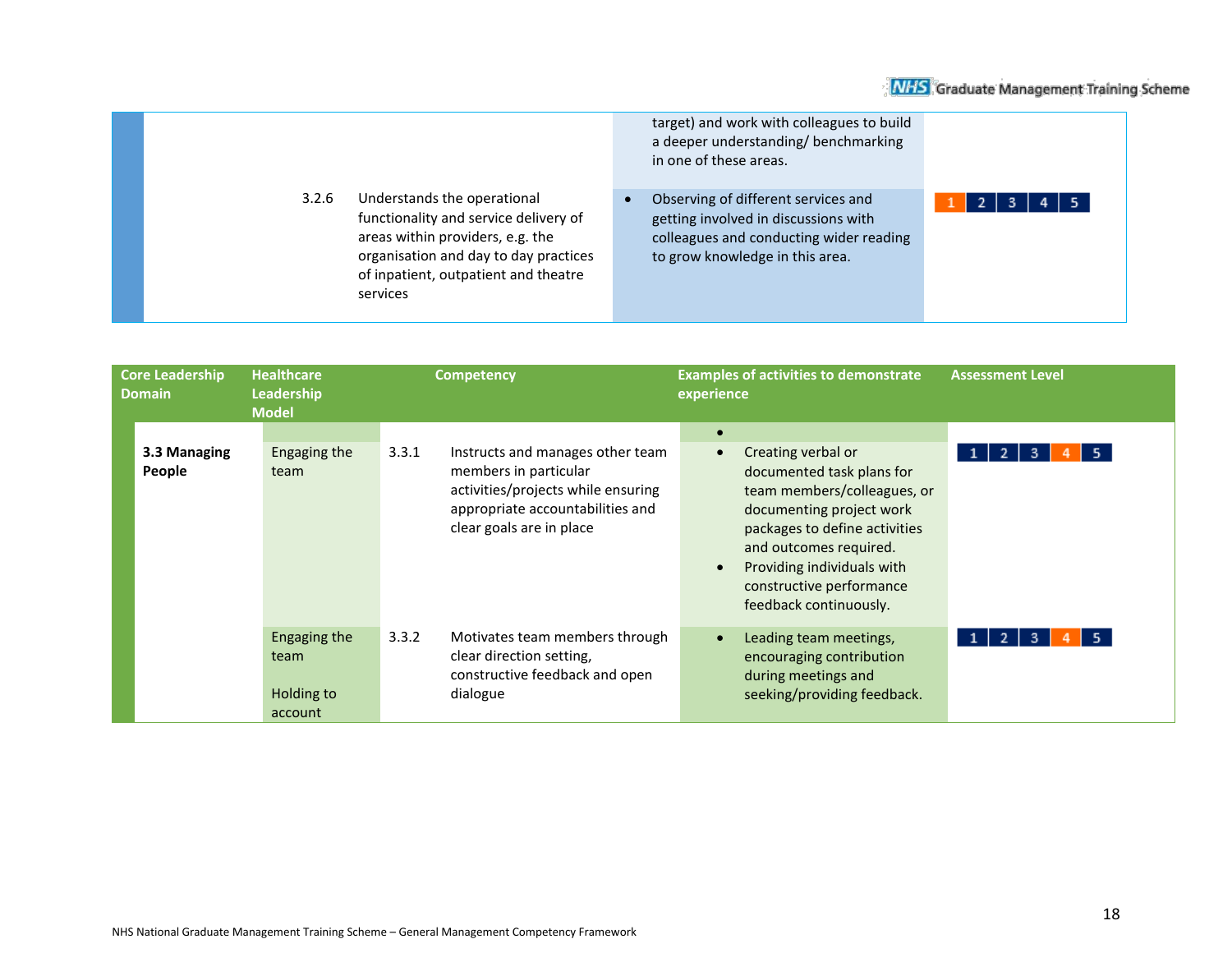| | | | | |
|---|---|---|---|---|
| | | | target) and work with colleagues to build a deeper understanding/ benchmarking in one of these areas. | |
| | | 3.2.6 Understands the operational functionality and service delivery of areas within providers, e.g. the organisation and day to day practices of inpatient, outpatient and theatre services | • Observing of different services and getting involved in discussions with colleagues and conducting wider reading to grow knowledge in this area. | **1** 2 3 4 5 |

| Core Leadership Domain | Healthcare Leadership Model | | Competency | Examples of activities to demonstrate experience | Assessment Level |
|---|---|---|---|---|---|
| | | | | • | |
| **3.3 Managing People** | Engaging the team | 3.3.1 | Instructs and manages other team members in particular activities/projects while ensuring appropriate accountabilities and clear goals are in place | • Creating verbal or documented task plans for team members/colleagues, or documenting project work packages to define activities and outcomes required.<br>• Providing individuals with constructive performance feedback continuously. | 1 2 3 **4** 5 |
| | Engaging the team<br><br>Holding to account | 3.3.2 | Motivates team members through clear direction setting, constructive feedback and open dialogue | • Leading team meetings, encouraging contribution during meetings and seeking/providing feedback. | 1 2 3 **4** 5 |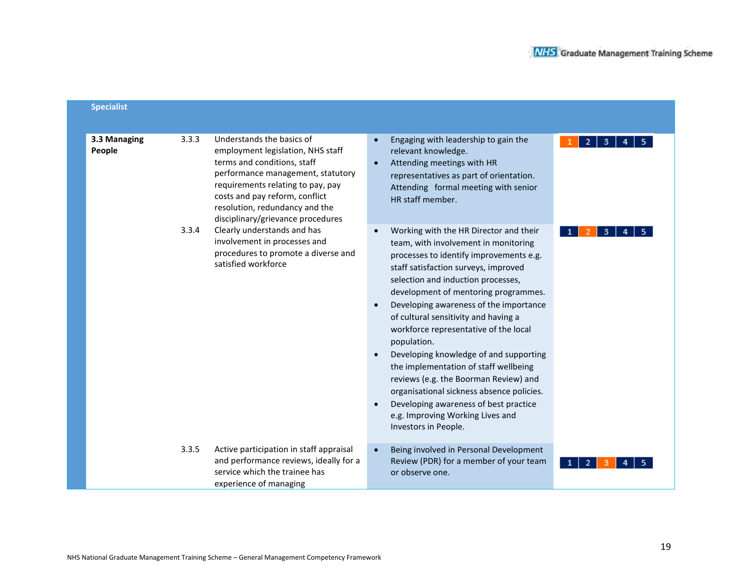| Specialist | | | | |
|---|---|---|---|---|
| **3.3 Managing People** | 3.3.3 | Understands the basics of employment legislation, NHS staff terms and conditions, staff performance management, statutory requirements relating to pay, pay costs and pay reform, conflict resolution, redundancy and the disciplinary/grievance procedures | • Engaging with leadership to gain the relevant knowledge.<br>• Attending meetings with HR representatives as part of orientation. Attending formal meeting with senior HR staff member. | 1 2 3 4 5 (level 1 highlighted) |
| | 3.3.4 | Clearly understands and has involvement in processes and procedures to promote a diverse and satisfied workforce | • Working with the HR Director and their team, with involvement in monitoring processes to identify improvements e.g. staff satisfaction surveys, improved selection and induction processes, development of mentoring programmes.<br>• Developing awareness of the importance of cultural sensitivity and having a workforce representative of the local population.<br>• Developing knowledge of and supporting the implementation of staff wellbeing reviews (e.g. the Boorman Review) and organisational sickness absence policies.<br>• Developing awareness of best practice e.g. Improving Working Lives and Investors in People. | 1 2 3 4 5 (level 2 highlighted) |
| | 3.3.5 | Active participation in staff appraisal and performance reviews, ideally for a service which the trainee has experience of managing | • Being involved in Personal Development Review (PDR) for a member of your team or observe one. | 1 2 3 4 5 (level 3 highlighted) |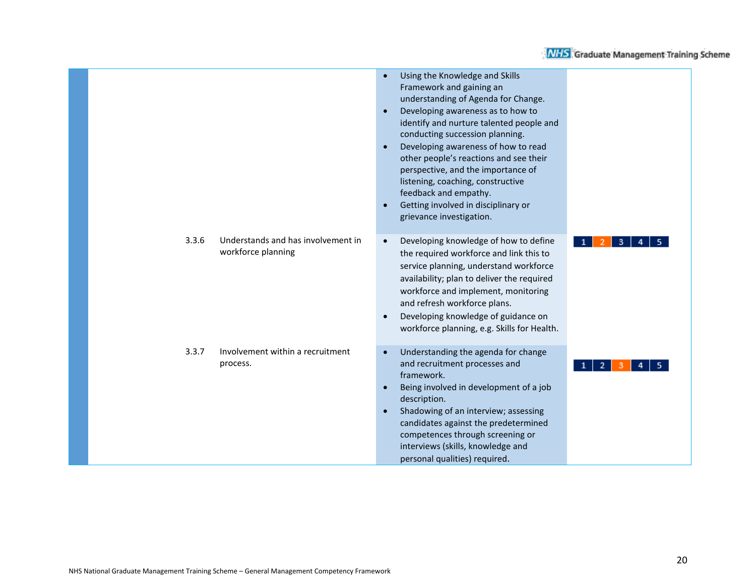| | | | |
|---|---|---|---|
| | | • Using the Knowledge and Skills Framework and gaining an understanding of Agenda for Change.<br>• Developing awareness as to how to identify and nurture talented people and conducting succession planning.<br>• Developing awareness of how to read other people's reactions and see their perspective, and the importance of listening, coaching, constructive feedback and empathy.<br>• Getting involved in disciplinary or grievance investigation. | |
| 3.3.6 | Understands and has involvement in workforce planning | • Developing knowledge of how to define the required workforce and link this to service planning, understand workforce availability; plan to deliver the required workforce and implement, monitoring and refresh workforce plans.<br>• Developing knowledge of guidance on workforce planning, e.g. Skills for Health. | 1 **2** 3 4 5 |
| 3.3.7 | Involvement within a recruitment process. | • Understanding the agenda for change and recruitment processes and framework.<br>• Being involved in development of a job description.<br>• Shadowing of an interview; assessing candidates against the predetermined competences through screening or interviews (skills, knowledge and personal qualities) required. | 1 2 **3** 4 5 |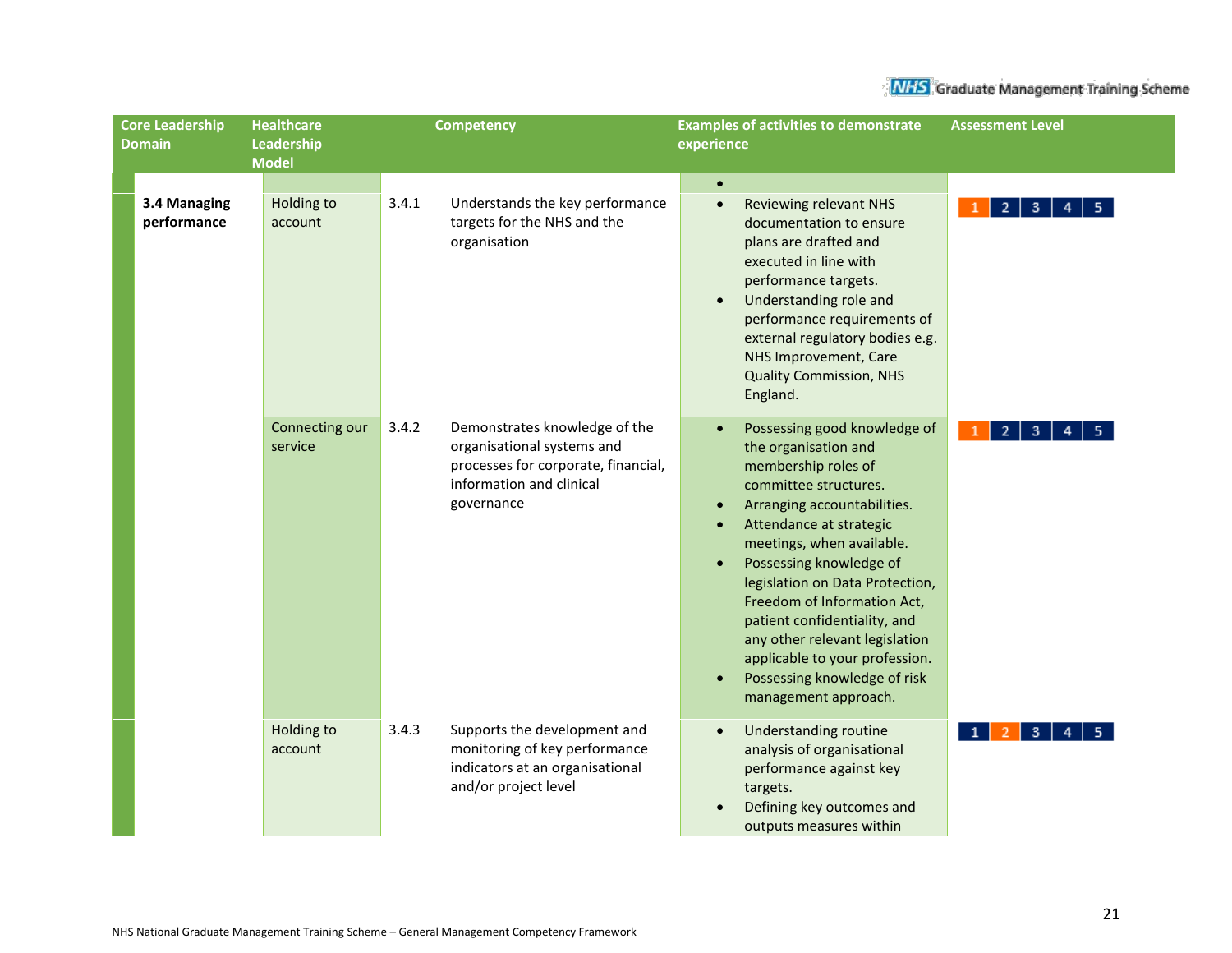| Core Leadership Domain | Healthcare Leadership Model | Competency | | Examples of activities to demonstrate experience | Assessment Level |
|---|---|---|---|---|---|
| | | | | • | |
| **3.4 Managing performance** | Holding to account | 3.4.1 | Understands the key performance targets for the NHS and the organisation | • Reviewing relevant NHS documentation to ensure plans are drafted and executed in line with performance targets.<br>• Understanding role and performance requirements of external regulatory bodies e.g. NHS Improvement, Care Quality Commission, NHS England. | 1 2 3 4 5 (Level 1 highlighted) |
| | Connecting our service | 3.4.2 | Demonstrates knowledge of the organisational systems and processes for corporate, financial, information and clinical governance | • Possessing good knowledge of the organisation and membership roles of committee structures.<br>• Arranging accountabilities.<br>• Attendance at strategic meetings, when available.<br>• Possessing knowledge of legislation on Data Protection, Freedom of Information Act, patient confidentiality, and any other relevant legislation applicable to your profession.<br>• Possessing knowledge of risk management approach. | 1 2 3 4 5 (Level 1 highlighted) |
| | Holding to account | 3.4.3 | Supports the development and monitoring of key performance indicators at an organisational and/or project level | • Understanding routine analysis of organisational performance against key targets.<br>• Defining key outcomes and outputs measures within | 1 2 3 4 5 (Level 2 highlighted) |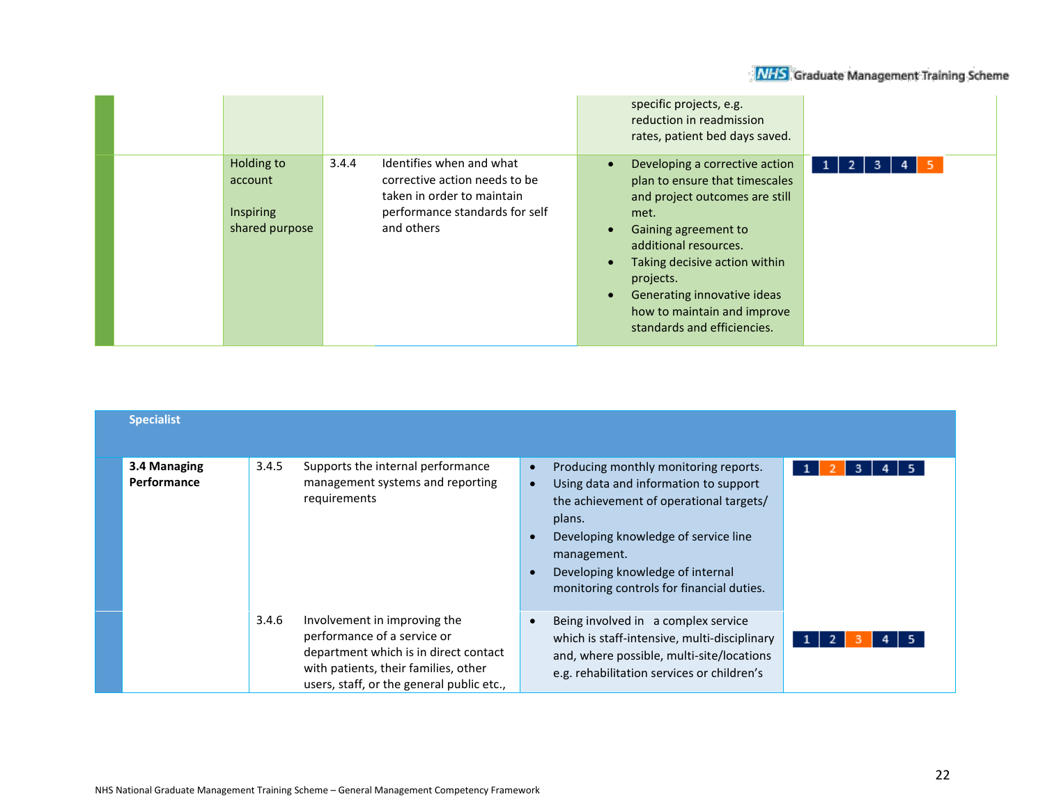| | | | | | |
|---|---|---|---|---|---|
| | | | | specific projects, e.g. reduction in readmission rates, patient bed days saved. | |
| | Holding to account<br><br>Inspiring shared purpose | 3.4.4 | Identifies when and what corrective action needs to be taken in order to maintain performance standards for self and others | • Developing a corrective action plan to ensure that timescales and project outcomes are still met.<br>• Gaining agreement to additional resources.<br>• Taking decisive action within projects.<br>• Generating innovative ideas how to maintain and improve standards and efficiencies. | 1 2 3 4 **5** |

| Specialist | | | | |
|---|---|---|---|---|
| **3.4 Managing Performance** | 3.4.5 | Supports the internal performance management systems and reporting requirements | • Producing monthly monitoring reports.<br>• Using data and information to support the achievement of operational targets/ plans.<br>• Developing knowledge of service line management.<br>• Developing knowledge of internal monitoring controls for financial duties. | 1 **2** 3 4 5 |
| | 3.4.6 | Involvement in improving the performance of a service or department which is in direct contact with patients, their families, other users, staff, or the general public etc., | • Being involved in a complex service which is staff-intensive, multi-disciplinary and, where possible, multi-site/locations e.g. rehabilitation services or children's | 1 2 **3** 4 5 |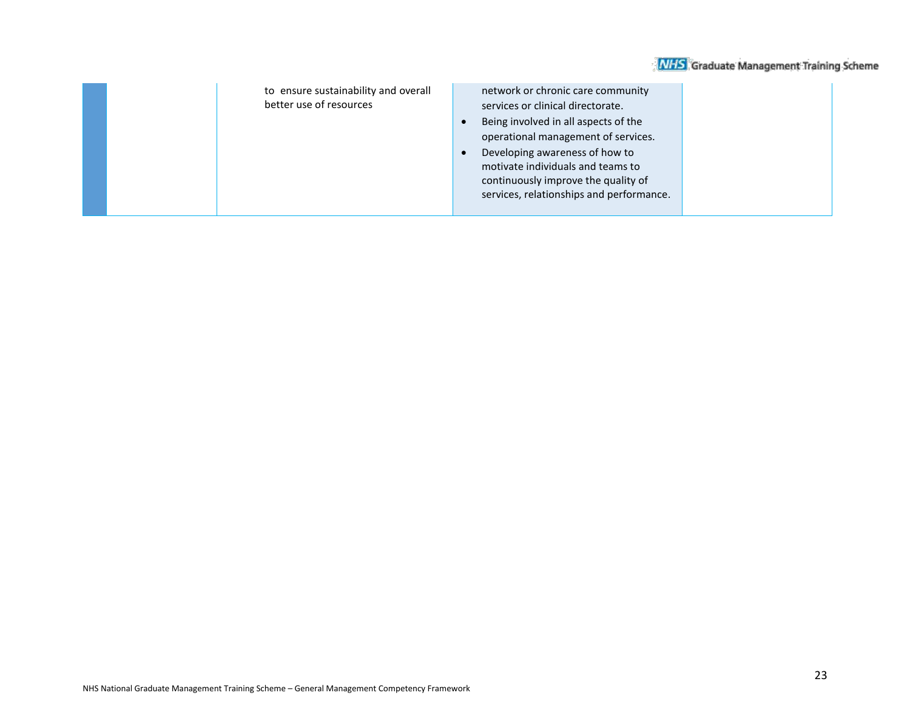| | | | | |
|---|---|---|---|---|
| | | to ensure sustainability and overall better use of resources | network or chronic care community services or clinical directorate.<br>• Being involved in all aspects of the operational management of services.<br>• Developing awareness of how to motivate individuals and teams to continuously improve the quality of services, relationships and performance. | |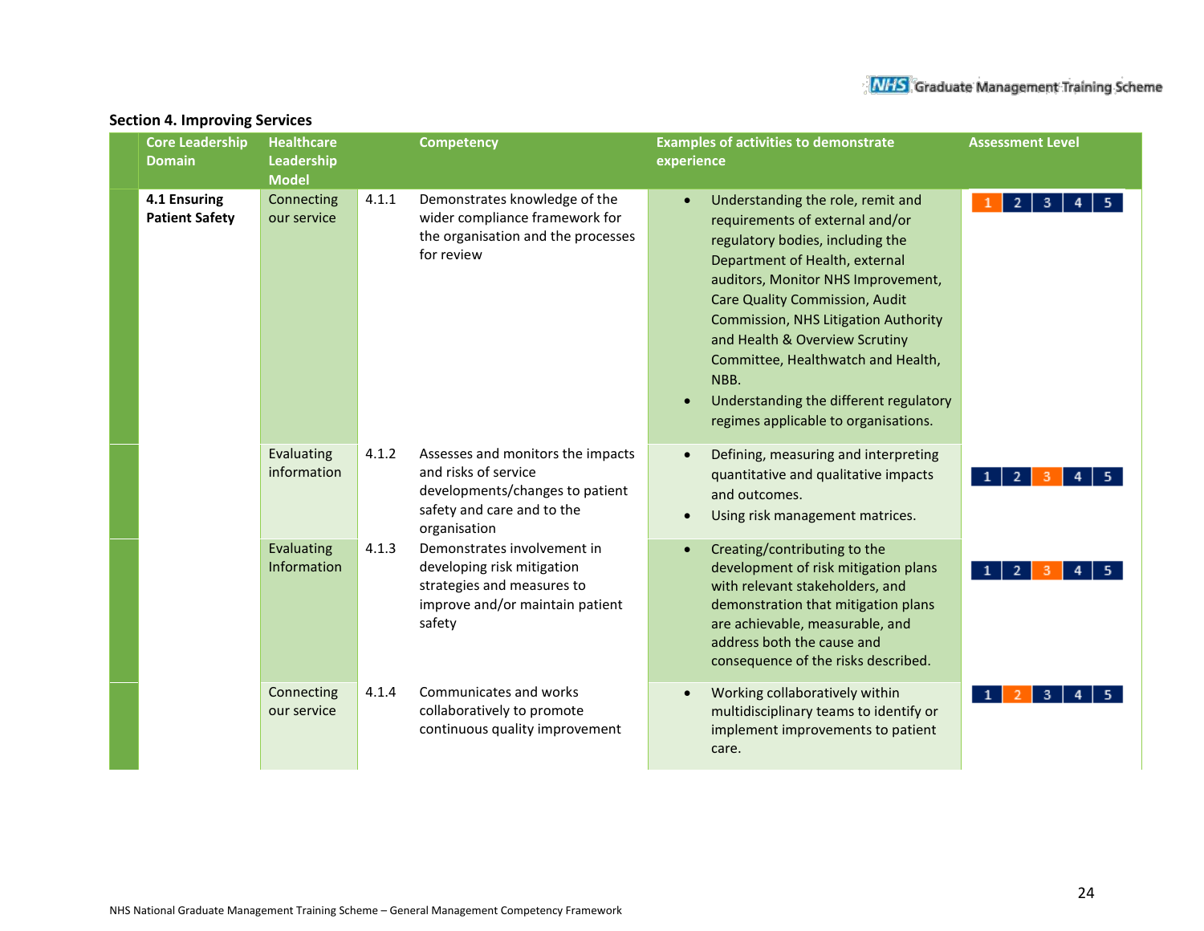## Section 4. Improving Services

| Core Leadership Domain | Healthcare Leadership Model | | Competency | Examples of activities to demonstrate experience | Assessment Level |
|---|---|---|---|---|---|
| **4.1 Ensuring Patient Safety** | Connecting our service | 4.1.1 | Demonstrates knowledge of the wider compliance framework for the organisation and the processes for review | • Understanding the role, remit and requirements of external and/or regulatory bodies, including the Department of Health, external auditors, Monitor NHS Improvement, Care Quality Commission, Audit Commission, NHS Litigation Authority and Health & Overview Scrutiny Committee, Healthwatch and Health, NBB.<br>• Understanding the different regulatory regimes applicable to organisations. | 1 |
| | Evaluating information | 4.1.2 | Assesses and monitors the impacts and risks of service developments/changes to patient safety and care and to the organisation | • Defining, measuring and interpreting quantitative and qualitative impacts and outcomes.<br>• Using risk management matrices. | 3 |
| | Evaluating Information | 4.1.3 | Demonstrates involvement in developing risk mitigation strategies and measures to improve and/or maintain patient safety | • Creating/contributing to the development of risk mitigation plans with relevant stakeholders, and demonstration that mitigation plans are achievable, measurable, and address both the cause and consequence of the risks described. | 3 |
| | Connecting our service | 4.1.4 | Communicates and works collaboratively to promote continuous quality improvement | • Working collaboratively within multidisciplinary teams to identify or implement improvements to patient care. | 2 |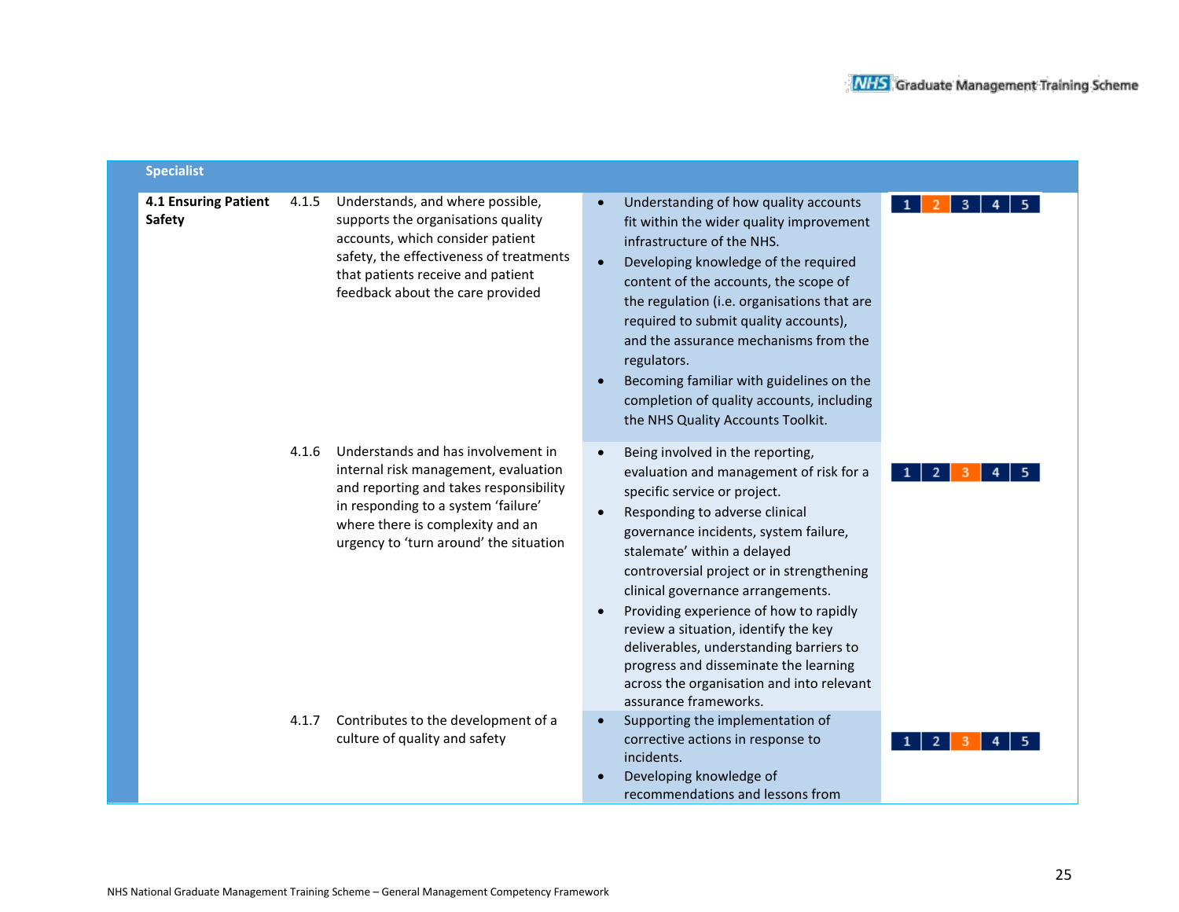| Specialist | | | | |
|---|---|---|---|---|
| **4.1 Ensuring Patient Safety** | 4.1.5 | Understands, and where possible, supports the organisations quality accounts, which consider patient safety, the effectiveness of treatments that patients receive and patient feedback about the care provided | • Understanding of how quality accounts fit within the wider quality improvement infrastructure of the NHS.<br>• Developing knowledge of the required content of the accounts, the scope of the regulation (i.e. organisations that are required to submit quality accounts), and the assurance mechanisms from the regulators.<br>• Becoming familiar with guidelines on the completion of quality accounts, including the NHS Quality Accounts Toolkit. | 1 **2** 3 4 5 |
| | 4.1.6 | Understands and has involvement in internal risk management, evaluation and reporting and takes responsibility in responding to a system 'failure' where there is complexity and an urgency to 'turn around' the situation | • Being involved in the reporting, evaluation and management of risk for a specific service or project.<br>• Responding to adverse clinical governance incidents, system failure, stalemate' within a delayed controversial project or in strengthening clinical governance arrangements.<br>• Providing experience of how to rapidly review a situation, identify the key deliverables, understanding barriers to progress and disseminate the learning across the organisation and into relevant assurance frameworks. | 1 2 **3** 4 5 |
| | 4.1.7 | Contributes to the development of a culture of quality and safety | • Supporting the implementation of corrective actions in response to incidents.<br>• Developing knowledge of recommendations and lessons from | 1 2 **3** 4 5 |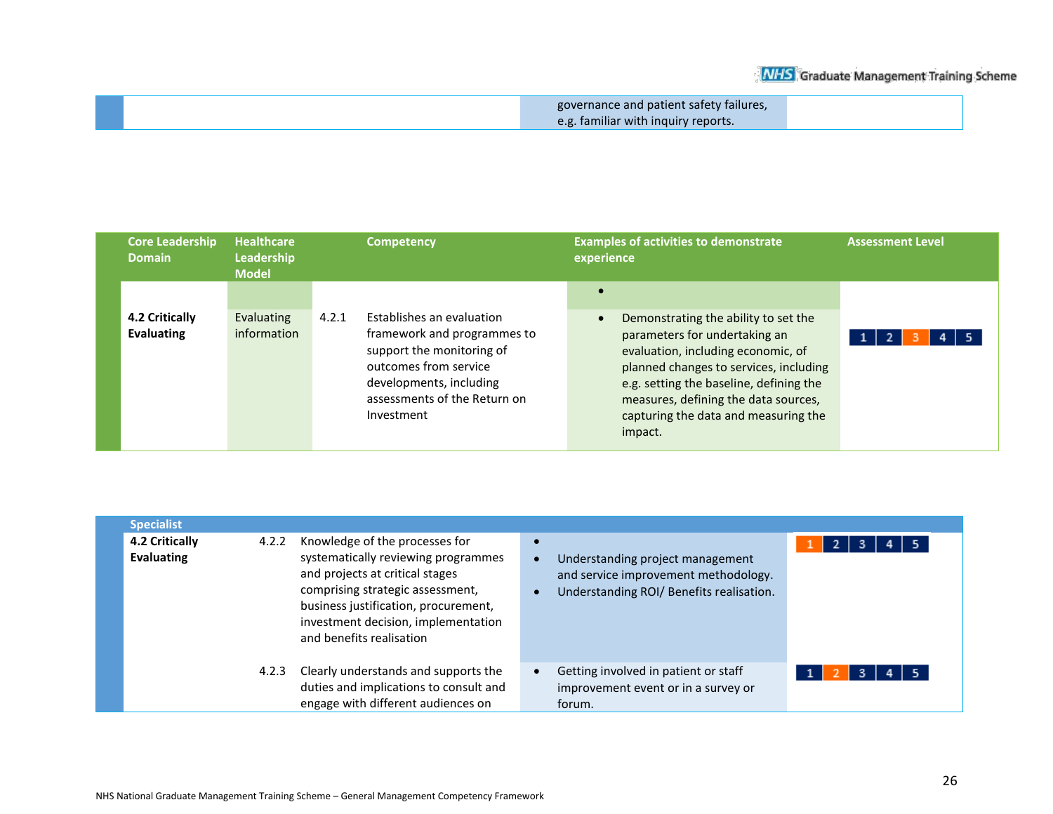| | | governance and patient safety failures, e.g. familiar with inquiry reports. | |
|---|---|---|---|

| Core Leadership Domain | Healthcare Leadership Model | | Competency | Examples of activities to demonstrate experience | Assessment Level |
|---|---|---|---|---|---|
| **4.2 Critically Evaluating** | Evaluating information | 4.2.1 | Establishes an evaluation framework and programmes to support the monitoring of outcomes from service developments, including assessments of the Return on Investment | • Demonstrating the ability to set the parameters for undertaking an evaluation, including economic, of planned changes to services, including e.g. setting the baseline, defining the measures, defining the data sources, capturing the data and measuring the impact. | 1 2 **3** 4 5 |

| Specialist | | | | |
|---|---|---|---|---|
| **4.2 Critically Evaluating** | 4.2.2 | Knowledge of the processes for systematically reviewing programmes and projects at critical stages comprising strategic assessment, business justification, procurement, investment decision, implementation and benefits realisation | • Understanding project management and service improvement methodology.<br>• Understanding ROI/ Benefits realisation. | **1** 2 3 4 5 |
| | 4.2.3 | Clearly understands and supports the duties and implications to consult and engage with different audiences on | • Getting involved in patient or staff improvement event or in a survey or forum. | 1 **2** 3 4 5 |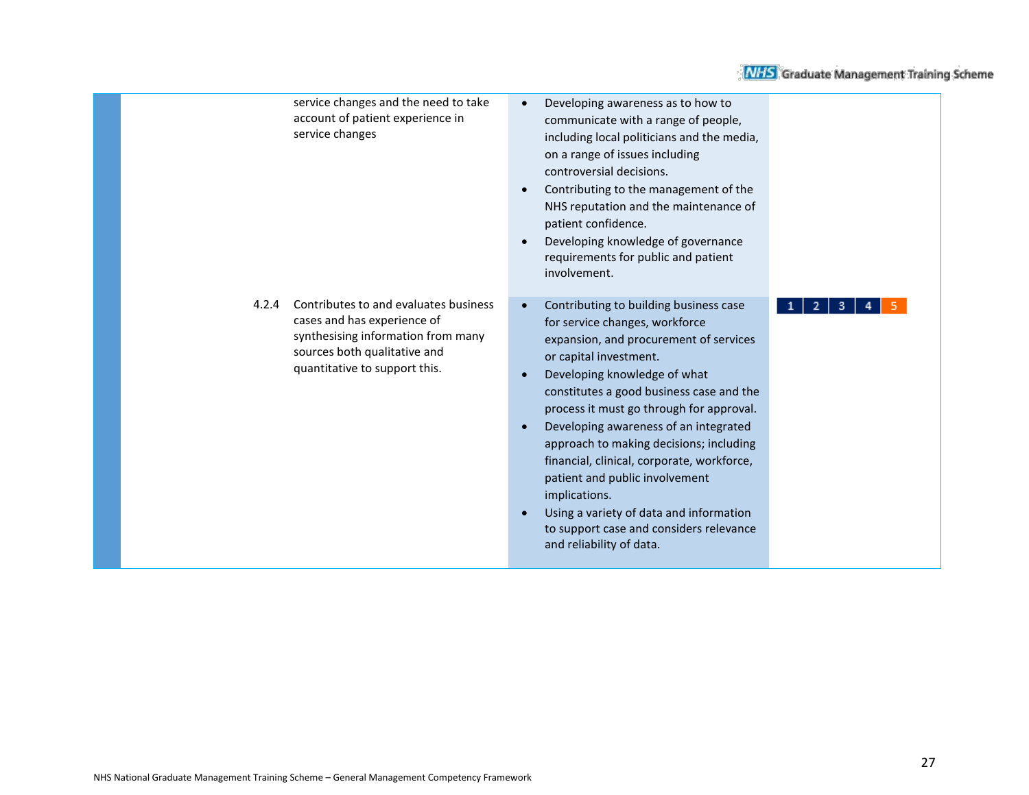| | | | |
|---|---|---|---|
| | service changes and the need to take account of patient experience in service changes | • Developing awareness as to how to communicate with a range of people, including local politicians and the media, on a range of issues including controversial decisions.<br>• Contributing to the management of the NHS reputation and the maintenance of patient confidence.<br>• Developing knowledge of governance requirements for public and patient involvement. | |
| 4.2.4 | Contributes to and evaluates business cases and has experience of synthesising information from many sources both qualitative and quantitative to support this. | • Contributing to building business case for service changes, workforce expansion, and procurement of services or capital investment.<br>• Developing knowledge of what constitutes a good business case and the process it must go through for approval.<br>• Developing awareness of an integrated approach to making decisions; including financial, clinical, corporate, workforce, patient and public involvement implications.<br>• Using a variety of data and information to support case and considers relevance and reliability of data. | 1 2 3 4 5 |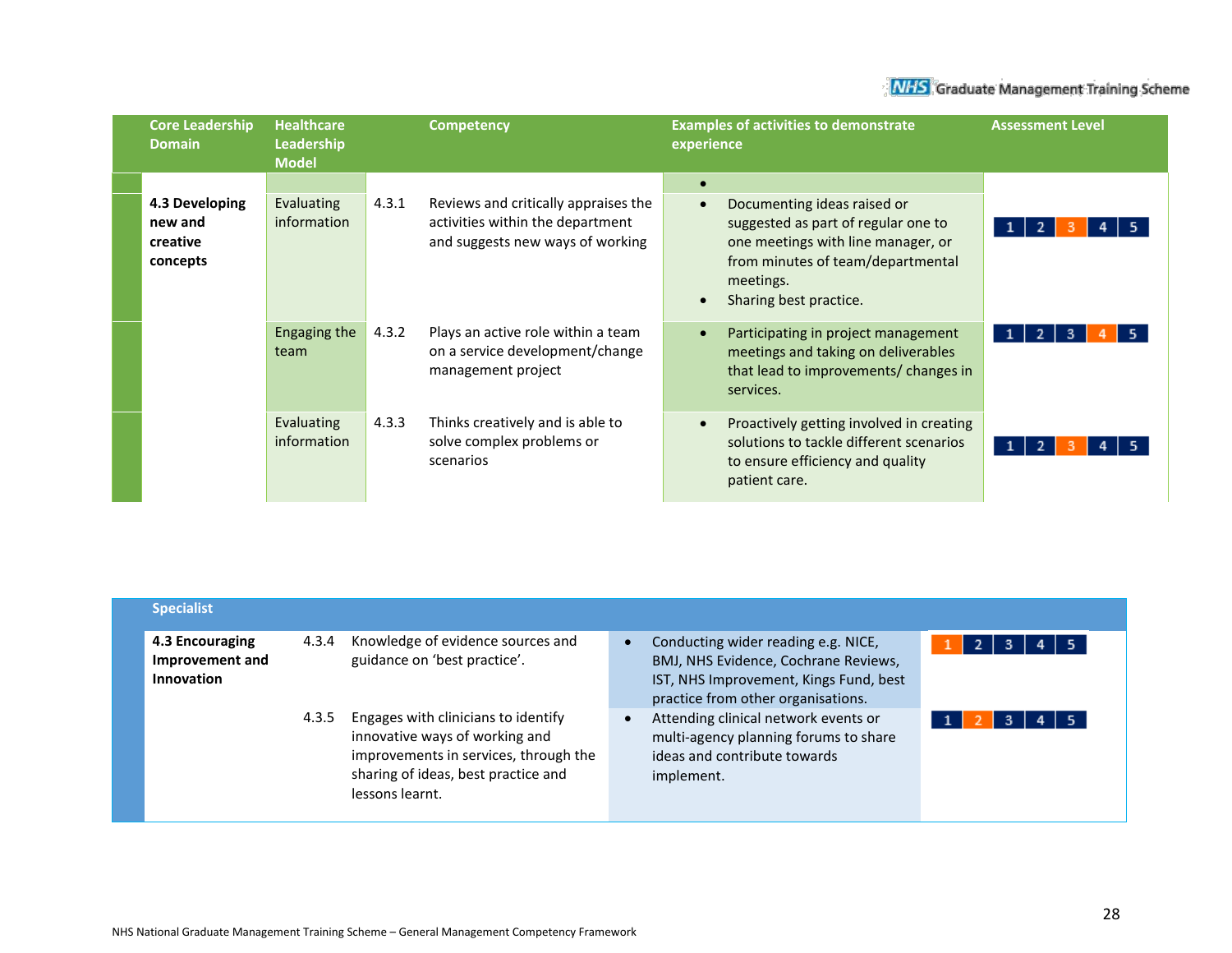| Core Leadership Domain | Healthcare Leadership Model | | Competency | Examples of activities to demonstrate experience | Assessment Level |
|---|---|---|---|---|---|
| **4.3 Developing new and creative concepts** | Evaluating information | 4.3.1 | Reviews and critically appraises the activities within the department and suggests new ways of working | • Documenting ideas raised or suggested as part of regular one to one meetings with line manager, or from minutes of team/departmental meetings.<br>• Sharing best practice. | 1 2 **3** 4 5 |
| | Engaging the team | 4.3.2 | Plays an active role within a team on a service development/change management project | • Participating in project management meetings and taking on deliverables that lead to improvements/ changes in services. | 1 2 3 **4** 5 |
| | Evaluating information | 4.3.3 | Thinks creatively and is able to solve complex problems or scenarios | • Proactively getting involved in creating solutions to tackle different scenarios to ensure efficiency and quality patient care. | 1 2 **3** 4 5 |

| Specialist | | | | |
|---|---|---|---|---|
| **4.3 Encouraging Improvement and Innovation** | 4.3.4 | Knowledge of evidence sources and guidance on 'best practice'. | • Conducting wider reading e.g. NICE, BMJ, NHS Evidence, Cochrane Reviews, IST, NHS Improvement, Kings Fund, best practice from other organisations. | **1** 2 3 4 5 |
| | 4.3.5 | Engages with clinicians to identify innovative ways of working and improvements in services, through the sharing of ideas, best practice and lessons learnt. | • Attending clinical network events or multi-agency planning forums to share ideas and contribute towards implement. | 1 **2** 3 4 5 |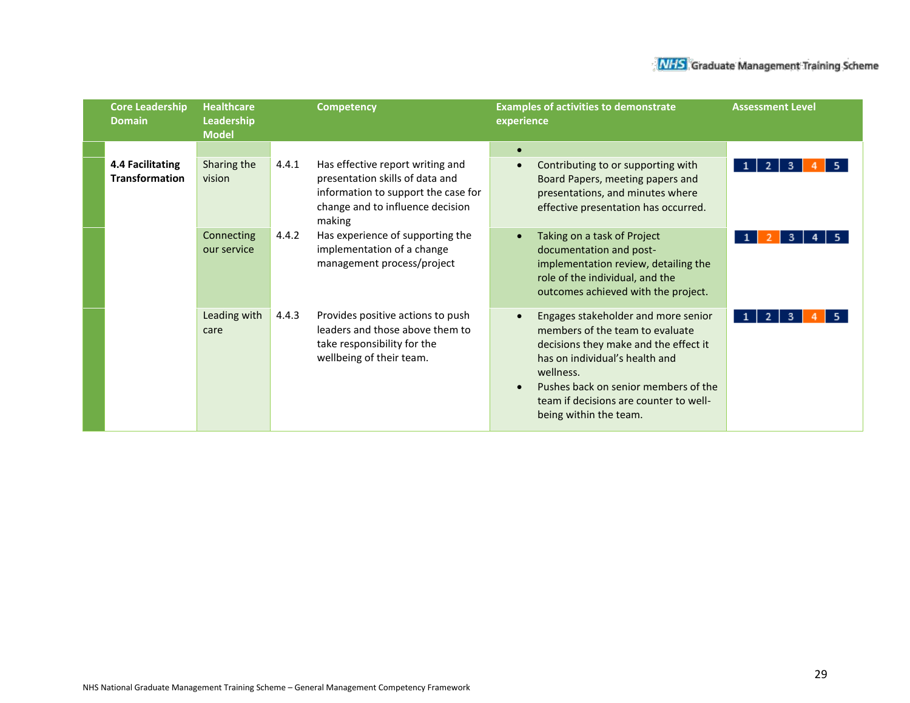| Core Leadership Domain | Healthcare Leadership Model | | Competency | Examples of activities to demonstrate experience | Assessment Level |
|---|---|---|---|---|---|
| | | | | • | |
| **4.4 Facilitating Transformation** | Sharing the vision | 4.4.1 | Has effective report writing and presentation skills of data and information to support the case for change and to influence decision making | • Contributing to or supporting with Board Papers, meeting papers and presentations, and minutes where effective presentation has occurred. | 1 2 3 **4** 5 |
| | Connecting our service | 4.4.2 | Has experience of supporting the implementation of a change management process/project | • Taking on a task of Project documentation and post-implementation review, detailing the role of the individual, and the outcomes achieved with the project. | 1 **2** 3 4 5 |
| | Leading with care | 4.4.3 | Provides positive actions to push leaders and those above them to take responsibility for the wellbeing of their team. | • Engages stakeholder and more senior members of the team to evaluate decisions they make and the effect it has on individual's health and wellness.<br>• Pushes back on senior members of the team if decisions are counter to well-being within the team. | 1 2 3 **4** 5 |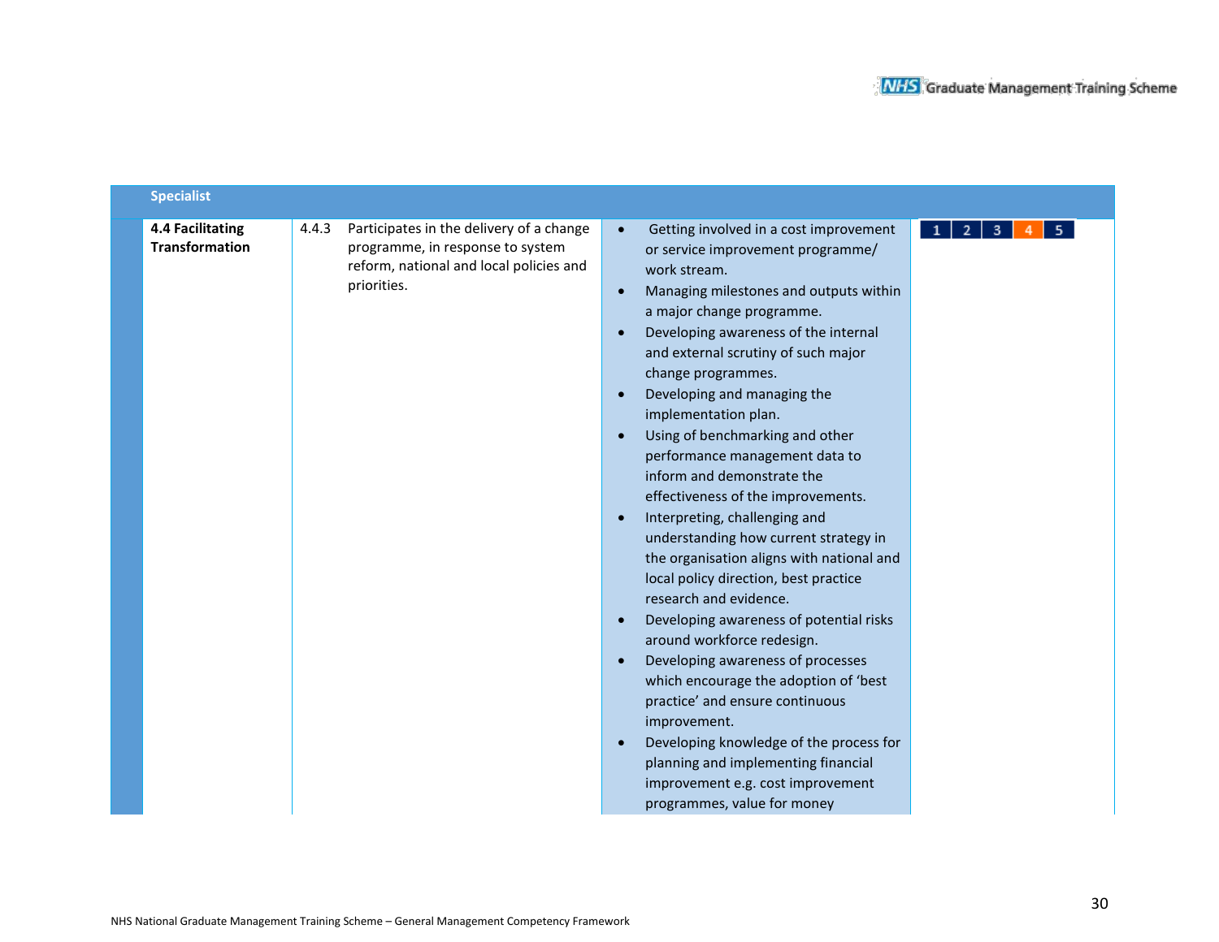| Specialist | | | | |
|---|---|---|---|---|
| **4.4 Facilitating Transformation** | 4.4.3 | Participates in the delivery of a change programme, in response to system reform, national and local policies and priorities. | • Getting involved in a cost improvement or service improvement programme/ work stream.<br>• Managing milestones and outputs within a major change programme.<br>• Developing awareness of the internal and external scrutiny of such major change programmes.<br>• Developing and managing the implementation plan.<br>• Using of benchmarking and other performance management data to inform and demonstrate the effectiveness of the improvements.<br>• Interpreting, challenging and understanding how current strategy in the organisation aligns with national and local policy direction, best practice research and evidence.<br>• Developing awareness of potential risks around workforce redesign.<br>• Developing awareness of processes which encourage the adoption of 'best practice' and ensure continuous improvement.<br>• Developing knowledge of the process for planning and implementing financial improvement e.g. cost improvement programmes, value for money | 1 2 3 **4** 5 |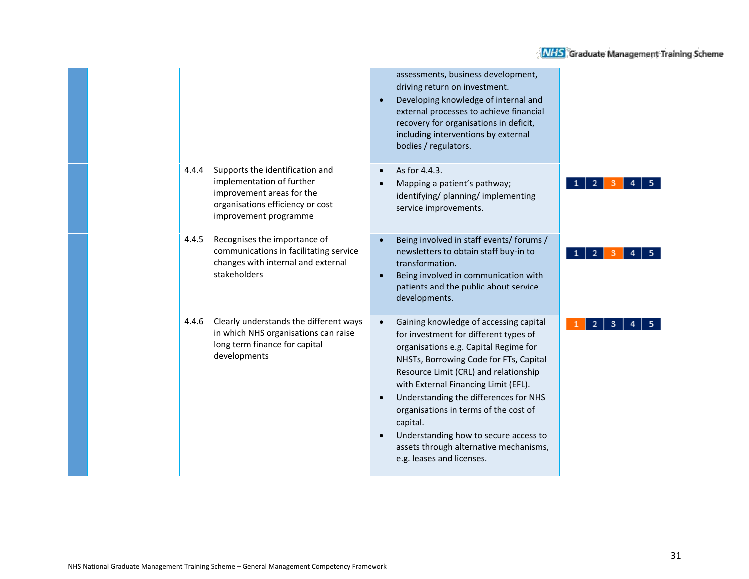| | | | |
|---|---|---|---|
| | | assessments, business development, driving return on investment.<br>• Developing knowledge of internal and external processes to achieve financial recovery for organisations in deficit, including interventions by external bodies / regulators. | |
| | 4.4.4 Supports the identification and implementation of further improvement areas for the organisations efficiency or cost improvement programme | • As for 4.4.3.<br>• Mapping a patient's pathway; identifying/ planning/ implementing service improvements. | 1 2 **3** 4 5 |
| | 4.4.5 Recognises the importance of communications in facilitating service changes with internal and external stakeholders | • Being involved in staff events/ forums / newsletters to obtain staff buy-in to transformation.<br>• Being involved in communication with patients and the public about service developments. | 1 2 **3** 4 5 |
| | 4.4.6 Clearly understands the different ways in which NHS organisations can raise long term finance for capital developments | • Gaining knowledge of accessing capital for investment for different types of organisations e.g. Capital Regime for NHSTs, Borrowing Code for FTs, Capital Resource Limit (CRL) and relationship with External Financing Limit (EFL).<br>• Understanding the differences for NHS organisations in terms of the cost of capital.<br>• Understanding how to secure access to assets through alternative mechanisms, e.g. leases and licenses. | **1** 2 3 4 5 |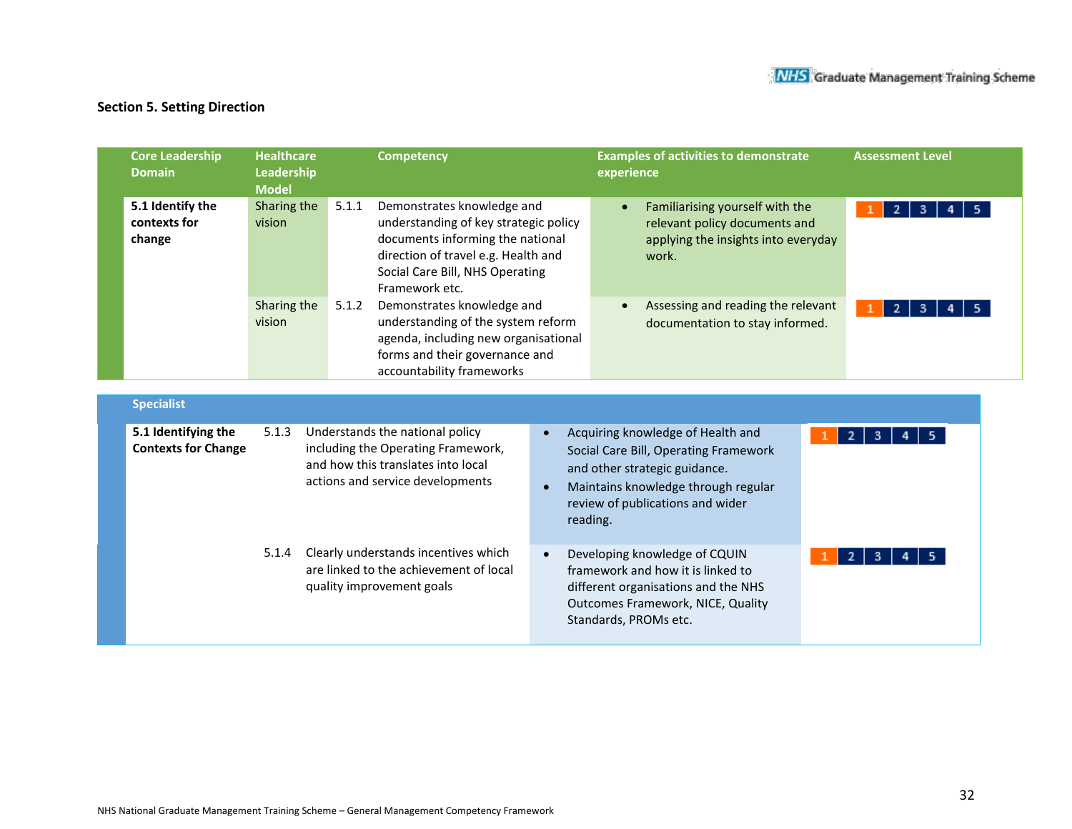## Section 5. Setting Direction

| Core Leadership Domain | Healthcare Leadership Model | | Competency | Examples of activities to demonstrate experience | Assessment Level |
|---|---|---|---|---|---|
| **5.1 Identify the contexts for change** | Sharing the vision | 5.1.1 | Demonstrates knowledge and understanding of key strategic policy documents informing the national direction of travel e.g. Health and Social Care Bill, NHS Operating Framework etc. | • Familiarising yourself with the relevant policy documents and applying the insights into everyday work. | 1 2 3 4 5 |
| | Sharing the vision | 5.1.2 | Demonstrates knowledge and understanding of the system reform agenda, including new organisational forms and their governance and accountability frameworks | • Assessing and reading the relevant documentation to stay informed. | 1 2 3 4 5 |

| Specialist | | | | |
|---|---|---|---|---|
| **5.1 Identifying the Contexts for Change** | 5.1.3 | Understands the national policy including the Operating Framework, and how this translates into local actions and service developments | • Acquiring knowledge of Health and Social Care Bill, Operating Framework and other strategic guidance.<br>• Maintains knowledge through regular review of publications and wider reading. | 1 2 3 4 5 |
| | 5.1.4 | Clearly understands incentives which are linked to the achievement of local quality improvement goals | • Developing knowledge of CQUIN framework and how it is linked to different organisations and the NHS Outcomes Framework, NICE, Quality Standards, PROMs etc. | 1 2 3 4 5 |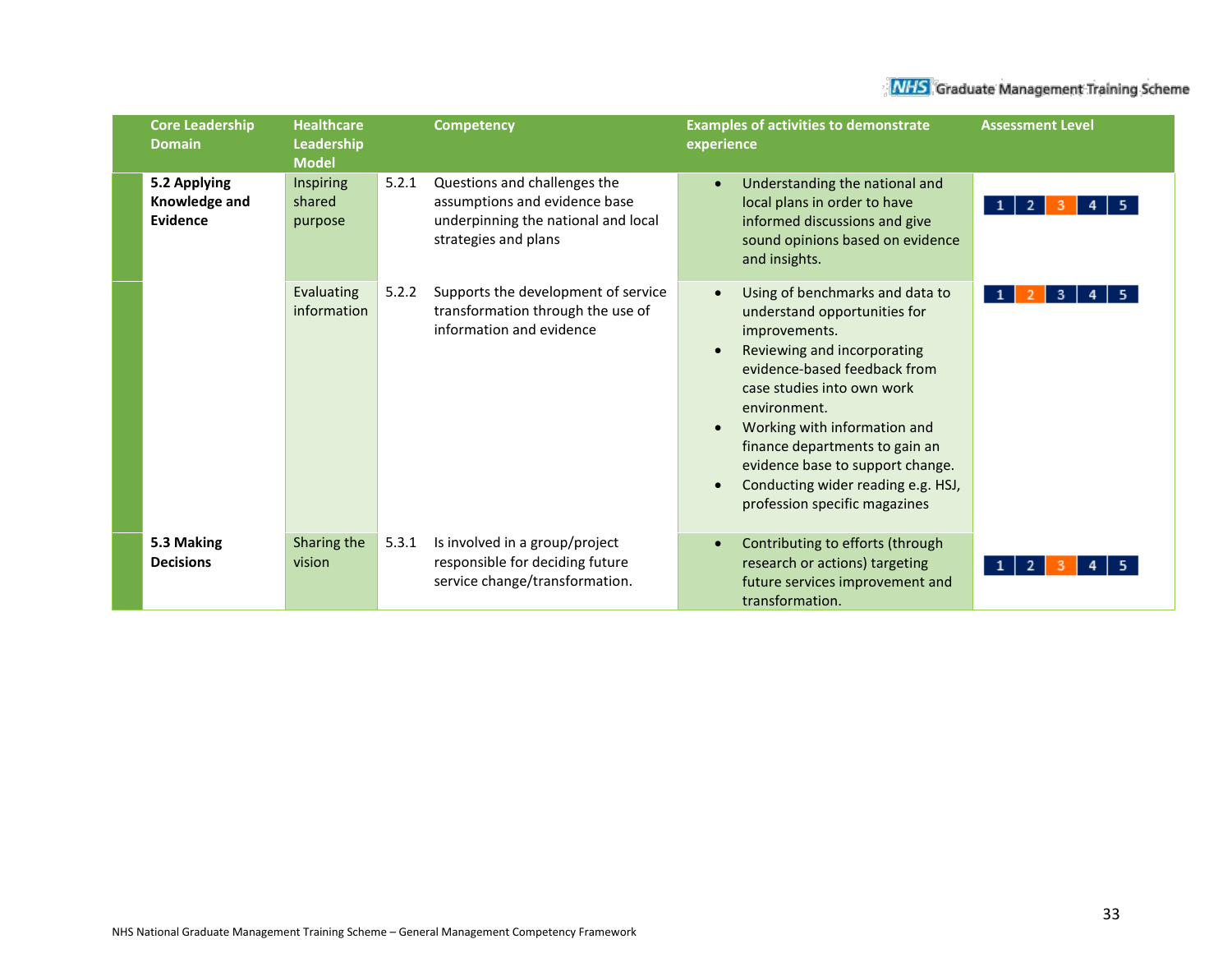| Core Leadership Domain | Healthcare Leadership Model | | Competency | Examples of activities to demonstrate experience | Assessment Level |
|---|---|---|---|---|---|
| **5.2 Applying Knowledge and Evidence** | Inspiring shared purpose | 5.2.1 | Questions and challenges the assumptions and evidence base underpinning the national and local strategies and plans | • Understanding the national and local plans in order to have informed discussions and give sound opinions based on evidence and insights. | 1 2 **3** 4 5 |
| | Evaluating information | 5.2.2 | Supports the development of service transformation through the use of information and evidence | • Using of benchmarks and data to understand opportunities for improvements.<br>• Reviewing and incorporating evidence-based feedback from case studies into own work environment.<br>• Working with information and finance departments to gain an evidence base to support change.<br>• Conducting wider reading e.g. HSJ, profession specific magazines | 1 **2** 3 4 5 |
| **5.3 Making Decisions** | Sharing the vision | 5.3.1 | Is involved in a group/project responsible for deciding future service change/transformation. | • Contributing to efforts (through research or actions) targeting future services improvement and transformation. | 1 2 **3** 4 5 |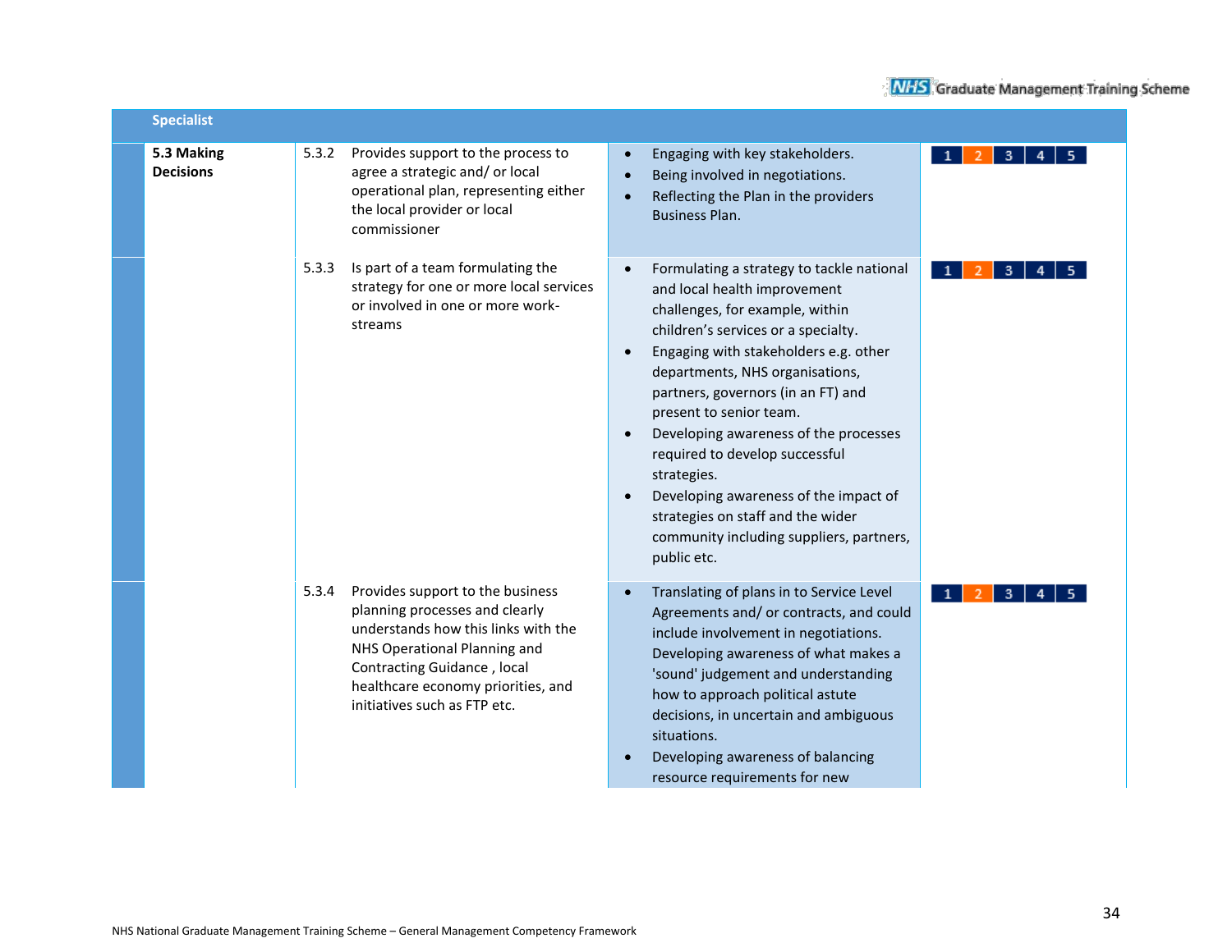| Specialist | | | | |
|---|---|---|---|---|
| **5.3 Making Decisions** | 5.3.2 | Provides support to the process to agree a strategic and/ or local operational plan, representing either the local provider or local commissioner | • Engaging with key stakeholders.<br>• Being involved in negotiations.<br>• Reflecting the Plan in the providers Business Plan. | 1 2 3 4 5 |
| | 5.3.3 | Is part of a team formulating the strategy for one or more local services or involved in one or more work-streams | • Formulating a strategy to tackle national and local health improvement challenges, for example, within children's services or a specialty.<br>• Engaging with stakeholders e.g. other departments, NHS organisations, partners, governors (in an FT) and present to senior team.<br>• Developing awareness of the processes required to develop successful strategies.<br>• Developing awareness of the impact of strategies on staff and the wider community including suppliers, partners, public etc. | 1 2 3 4 5 |
| | 5.3.4 | Provides support to the business planning processes and clearly understands how this links with the NHS Operational Planning and Contracting Guidance , local healthcare economy priorities, and initiatives such as FTP etc. | • Translating of plans in to Service Level Agreements and/ or contracts, and could include involvement in negotiations. Developing awareness of what makes a 'sound' judgement and understanding how to approach political astute decisions, in uncertain and ambiguous situations.<br>• Developing awareness of balancing resource requirements for new | 1 2 3 4 5 |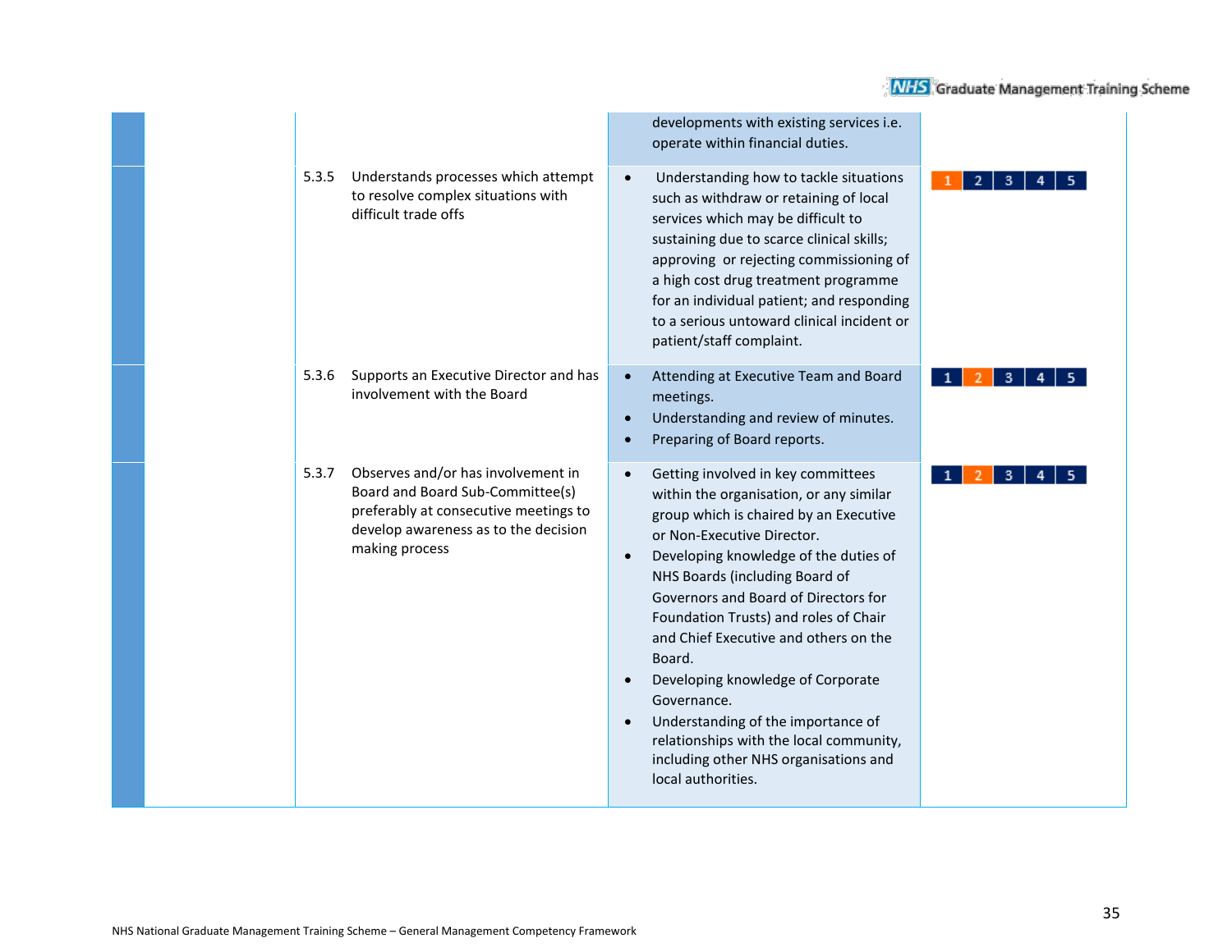| | | | |
|---|---|---|---|
| | | developments with existing services i.e. operate within financial duties. | |
| | 5.3.5 Understands processes which attempt to resolve complex situations with difficult trade offs | • Understanding how to tackle situations such as withdraw or retaining of local services which may be difficult to sustaining due to scarce clinical skills; approving or rejecting commissioning of a high cost drug treatment programme for an individual patient; and responding to a serious untoward clinical incident or patient/staff complaint. | 1 2 3 4 5 |
| | 5.3.6 Supports an Executive Director and has involvement with the Board | • Attending at Executive Team and Board meetings.<br>• Understanding and review of minutes.<br>• Preparing of Board reports. | 1 2 3 4 5 |
| | 5.3.7 Observes and/or has involvement in Board and Board Sub-Committee(s) preferably at consecutive meetings to develop awareness as to the decision making process | • Getting involved in key committees within the organisation, or any similar group which is chaired by an Executive or Non-Executive Director.<br>• Developing knowledge of the duties of NHS Boards (including Board of Governors and Board of Directors for Foundation Trusts) and roles of Chair and Chief Executive and others on the Board.<br>• Developing knowledge of Corporate Governance.<br>• Understanding of the importance of relationships with the local community, including other NHS organisations and local authorities. | 1 2 3 4 5 |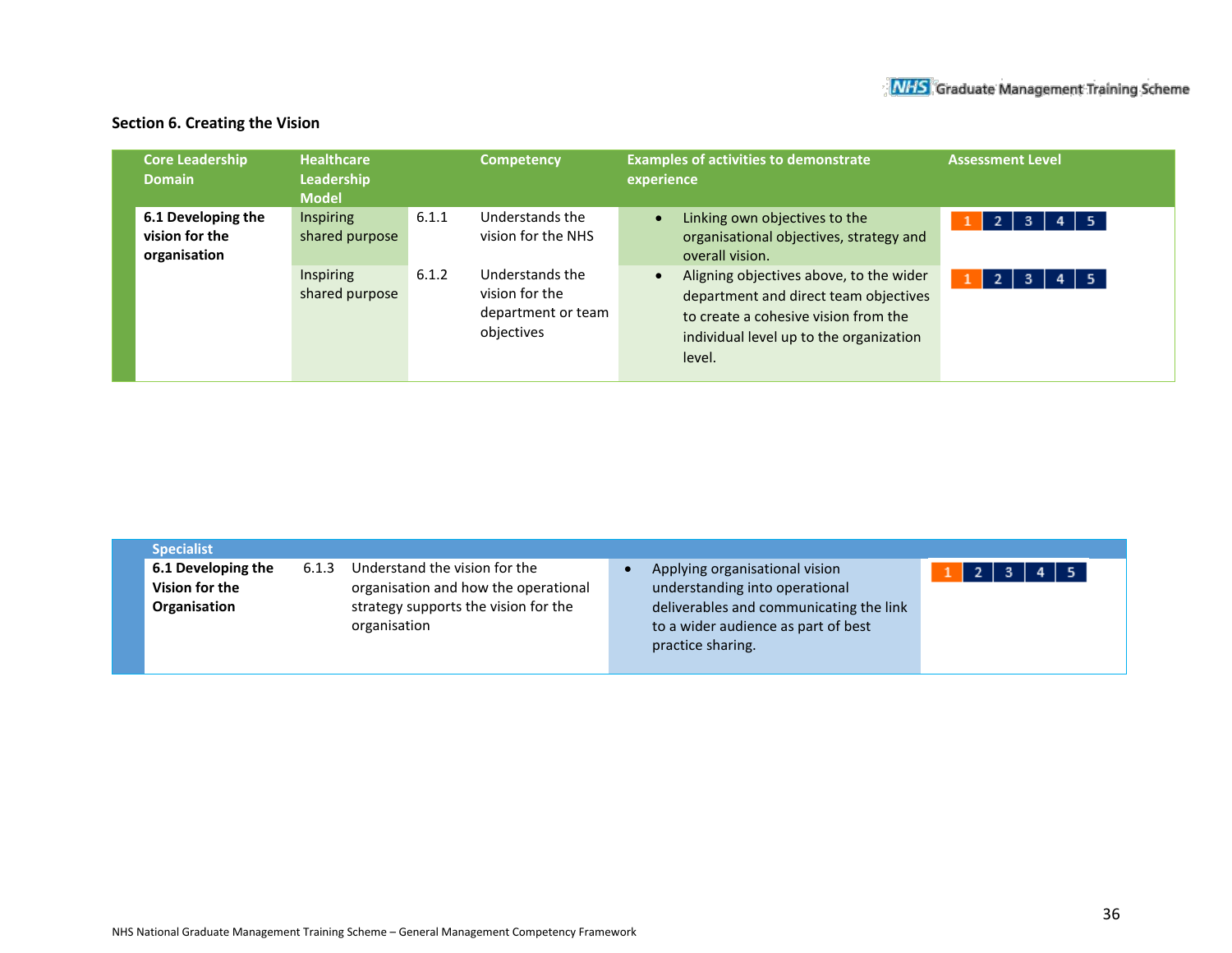## Section 6. Creating the Vision

| Core Leadership Domain | Healthcare Leadership Model | | Competency | Examples of activities to demonstrate experience | Assessment Level |
|---|---|---|---|---|---|
| **6.1 Developing the vision for the organisation** | Inspiring shared purpose | 6.1.1 | Understands the vision for the NHS | • Linking own objectives to the organisational objectives, strategy and overall vision. | 1 2 3 4 5 |
| | Inspiring shared purpose | 6.1.2 | Understands the vision for the department or team objectives | • Aligning objectives above, to the wider department and direct team objectives to create a cohesive vision from the individual level up to the organization level. | 1 2 3 4 5 |

| Specialist | | | | |
|---|---|---|---|---|
| **6.1 Developing the Vision for the Organisation** | 6.1.3 | Understand the vision for the organisation and how the operational strategy supports the vision for the organisation | • Applying organisational vision understanding into operational deliverables and communicating the link to a wider audience as part of best practice sharing. | 1 2 3 4 5 |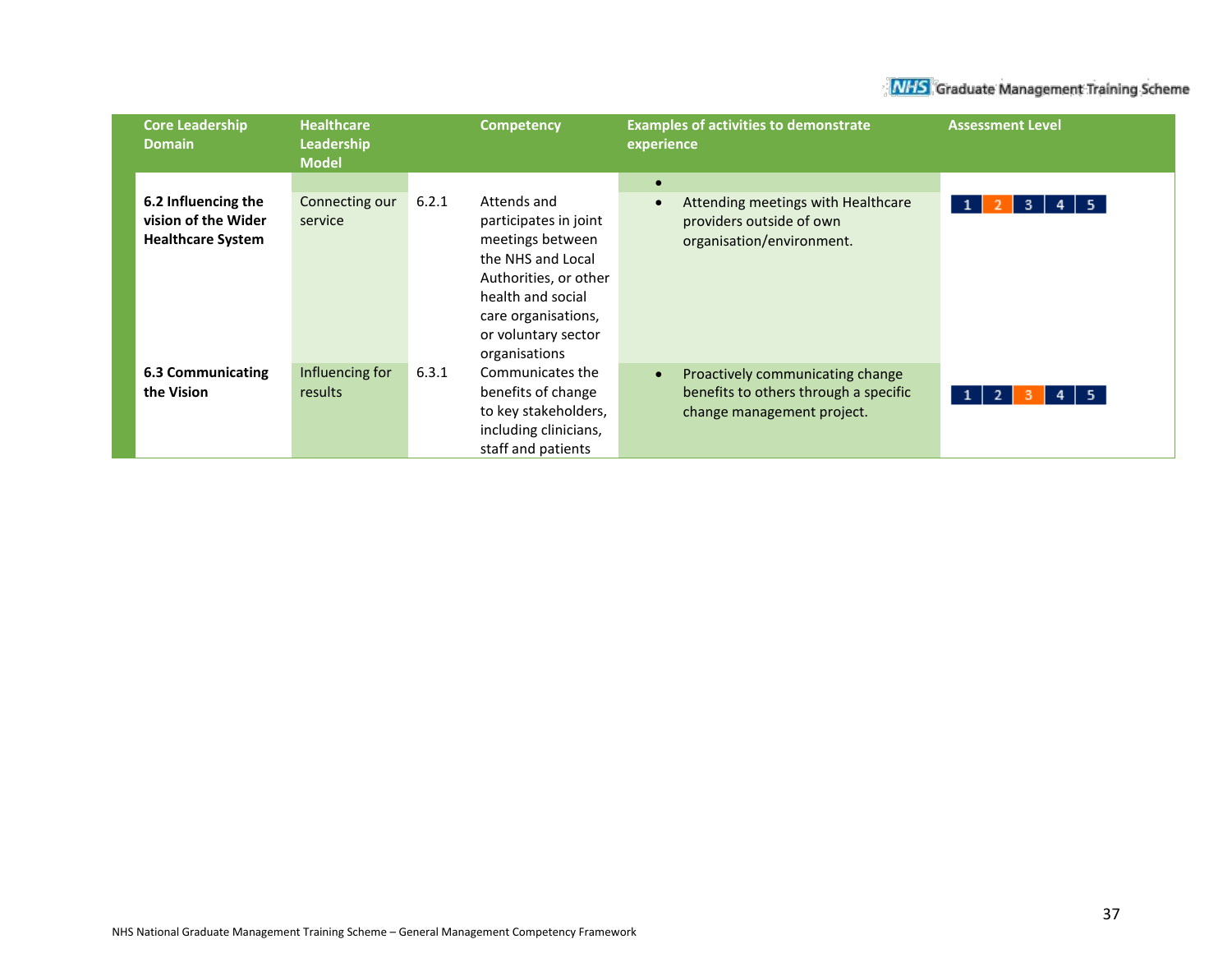| Core Leadership Domain | Healthcare Leadership Model | | Competency | Examples of activities to demonstrate experience | Assessment Level |
|---|---|---|---|---|---|
| | | | | • | |
| **6.2 Influencing the vision of the Wider Healthcare System** | Connecting our service | 6.2.1 | Attends and participates in joint meetings between the NHS and Local Authorities, or other health and social care organisations, or voluntary sector organisations | • Attending meetings with Healthcare providers outside of own organisation/environment. | 1 **2** 3 4 5 |
| **6.3 Communicating the Vision** | Influencing for results | 6.3.1 | Communicates the benefits of change to key stakeholders, including clinicians, staff and patients | • Proactively communicating change benefits to others through a specific change management project. | 1 2 **3** 4 5 |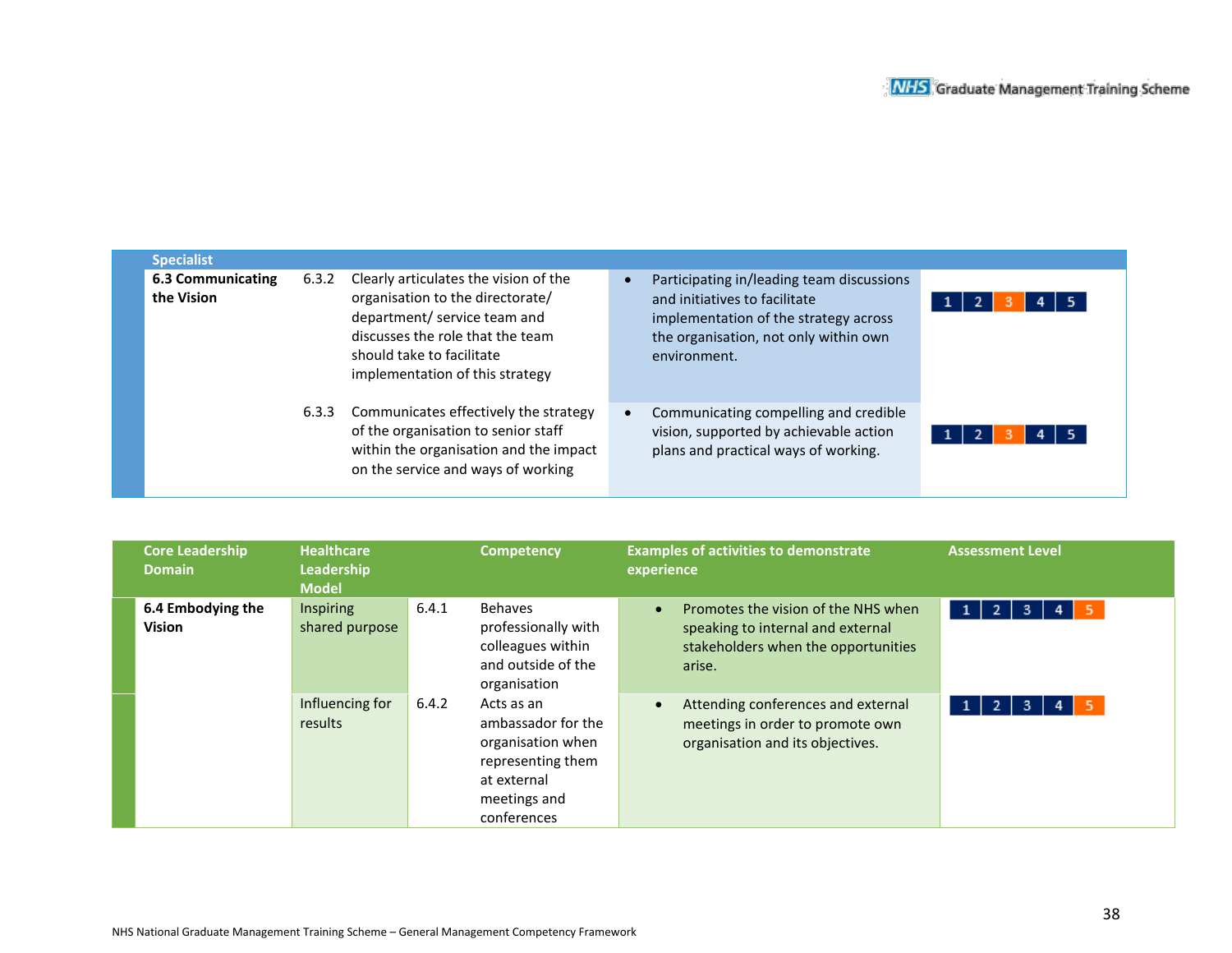| Specialist | | | | |
|---|---|---|---|---|
| **6.3 Communicating the Vision** | 6.3.2 | Clearly articulates the vision of the organisation to the directorate/ department/ service team and discusses the role that the team should take to facilitate implementation of this strategy | • Participating in/leading team discussions and initiatives to facilitate implementation of the strategy across the organisation, not only within own environment. | 1 2 **3** 4 5 |
| | 6.3.3 | Communicates effectively the strategy of the organisation to senior staff within the organisation and the impact on the service and ways of working | • Communicating compelling and credible vision, supported by achievable action plans and practical ways of working. | 1 2 **3** 4 5 |

| Core Leadership Domain | Healthcare Leadership Model | | Competency | Examples of activities to demonstrate experience | Assessment Level |
|---|---|---|---|---|---|
| **6.4 Embodying the Vision** | Inspiring shared purpose | 6.4.1 | Behaves professionally with colleagues within and outside of the organisation | • Promotes the vision of the NHS when speaking to internal and external stakeholders when the opportunities arise. | 1 2 3 4 **5** |
| | Influencing for results | 6.4.2 | Acts as an ambassador for the organisation when representing them at external meetings and conferences | • Attending conferences and external meetings in order to promote own organisation and its objectives. | 1 2 3 4 **5** |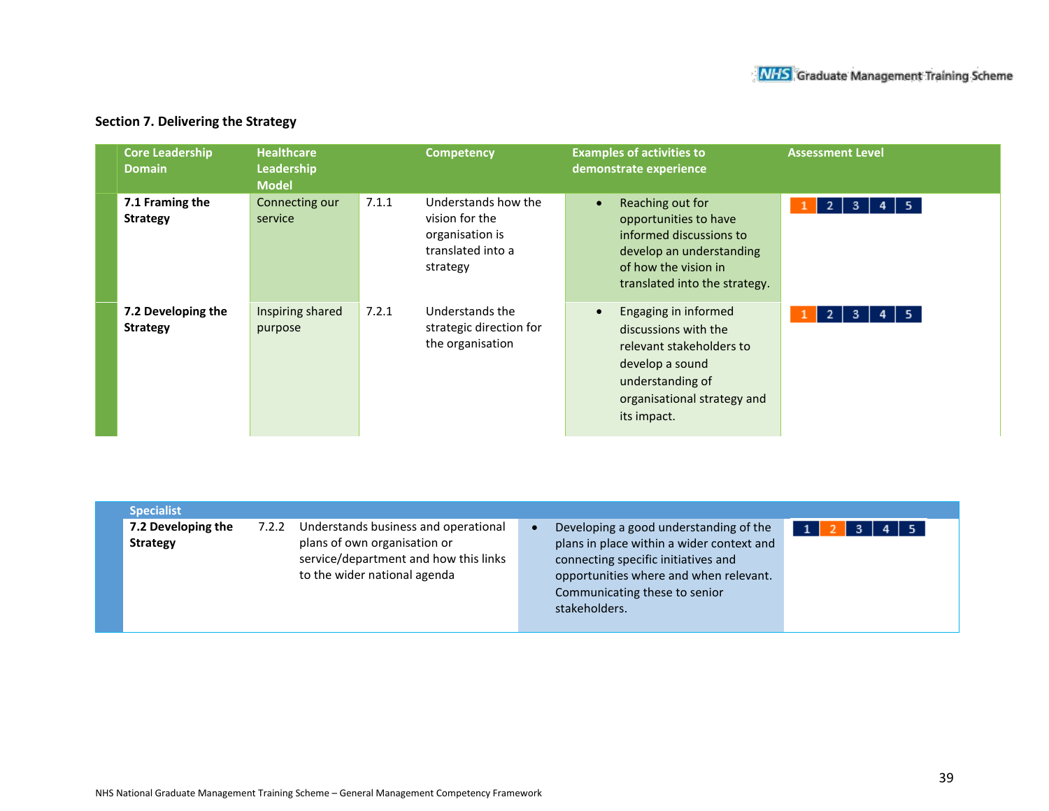## Section 7. Delivering the Strategy

| Core Leadership Domain | Healthcare Leadership Model | | Competency | Examples of activities to demonstrate experience | Assessment Level |
|---|---|---|---|---|---|
| **7.1 Framing the Strategy** | Connecting our service | 7.1.1 | Understands how the vision for the organisation is translated into a strategy | • Reaching out for opportunities to have informed discussions to develop an understanding of how the vision in translated into the strategy. | 1 2 3 4 5 |
| **7.2 Developing the Strategy** | Inspiring shared purpose | 7.2.1 | Understands the strategic direction for the organisation | • Engaging in informed discussions with the relevant stakeholders to develop a sound understanding of organisational strategy and its impact. | 1 2 3 4 5 |

| Specialist | | | | |
|---|---|---|---|---|
| **7.2 Developing the Strategy** | 7.2.2 | Understands business and operational plans of own organisation or service/department and how this links to the wider national agenda | • Developing a good understanding of the plans in place within a wider context and connecting specific initiatives and opportunities where and when relevant. Communicating these to senior stakeholders. | 1 2 3 4 5 |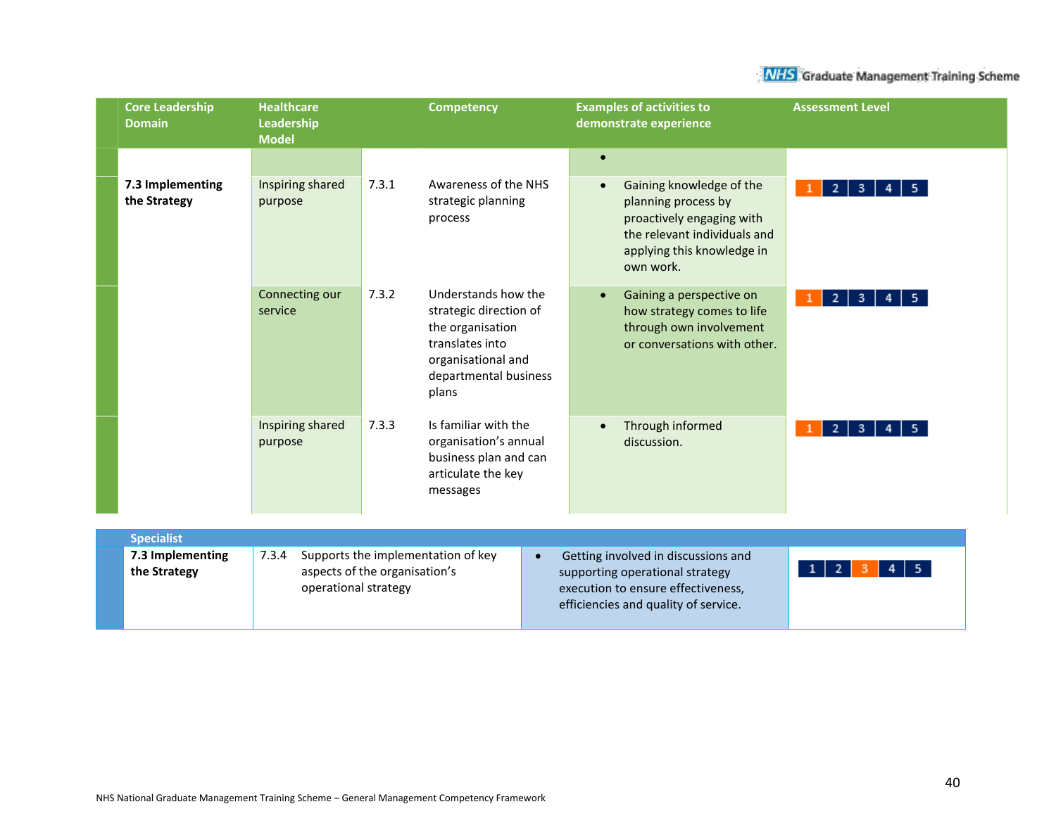| Core Leadership Domain | Healthcare Leadership Model | | Competency | Examples of activities to demonstrate experience | Assessment Level |
|---|---|---|---|---|---|
| | | | | • | |
| **7.3 Implementing the Strategy** | Inspiring shared purpose | 7.3.1 | Awareness of the NHS strategic planning process | • Gaining knowledge of the planning process by proactively engaging with the relevant individuals and applying this knowledge in own work. | 1 2 3 4 5 (Level 1 highlighted) |
| | Connecting our service | 7.3.2 | Understands how the strategic direction of the organisation translates into organisational and departmental business plans | • Gaining a perspective on how strategy comes to life through own involvement or conversations with other. | 1 2 3 4 5 (Level 1 highlighted) |
| | Inspiring shared purpose | 7.3.3 | Is familiar with the organisation's annual business plan and can articulate the key messages | • Through informed discussion. | 1 2 3 4 5 (Level 1 highlighted) |

| Specialist | | | | |
|---|---|---|---|---|
| **7.3 Implementing the Strategy** | 7.3.4 | Supports the implementation of key aspects of the organisation's operational strategy | • Getting involved in discussions and supporting operational strategy execution to ensure effectiveness, efficiencies and quality of service. | 1 2 3 4 5 (Level 3 highlighted) |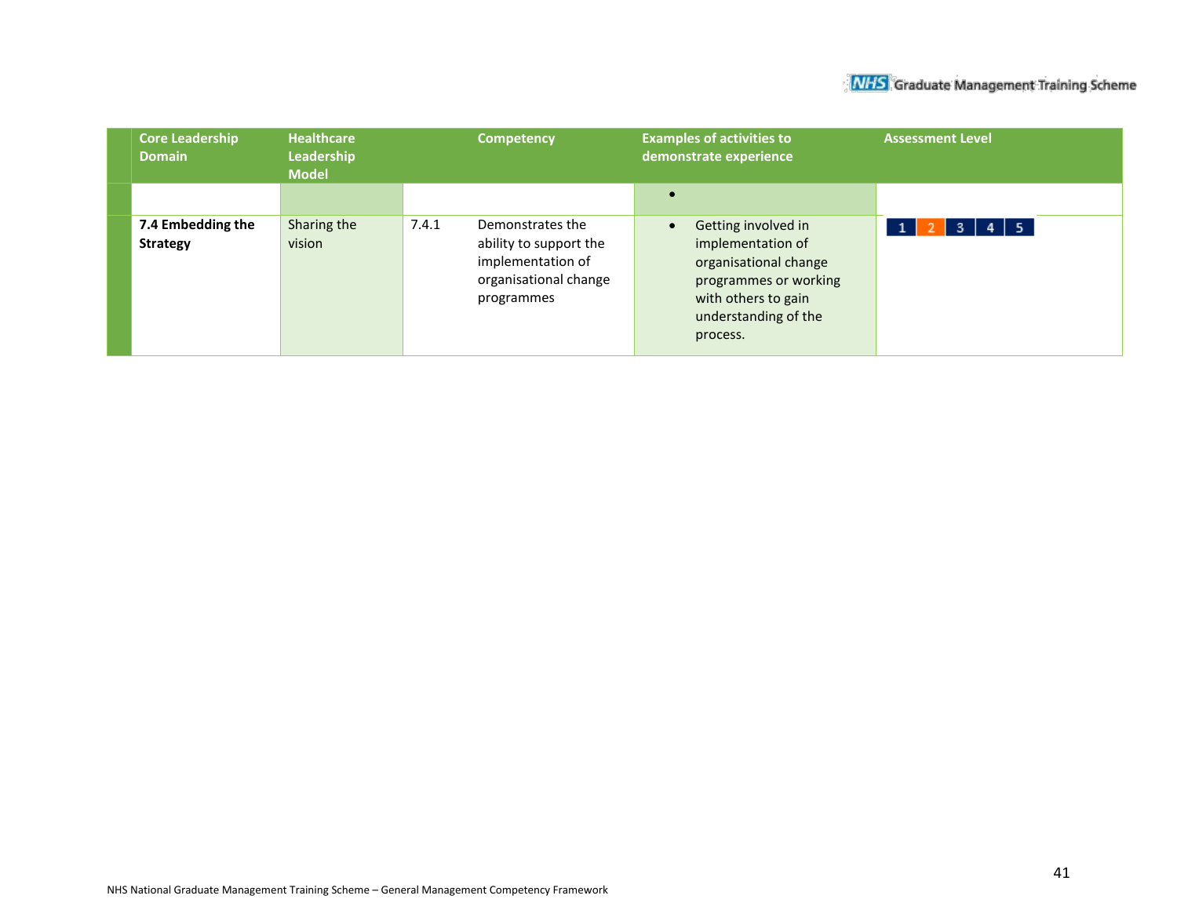| Core Leadership Domain | Healthcare Leadership Model | | Competency | Examples of activities to demonstrate experience | Assessment Level |
|---|---|---|---|---|---|
| | | | | • | |
| **7.4 Embedding the Strategy** | Sharing the vision | 7.4.1 | Demonstrates the ability to support the implementation of organisational change programmes | • Getting involved in implementation of organisational change programmes or working with others to gain understanding of the process. | 1 2 3 4 5 |